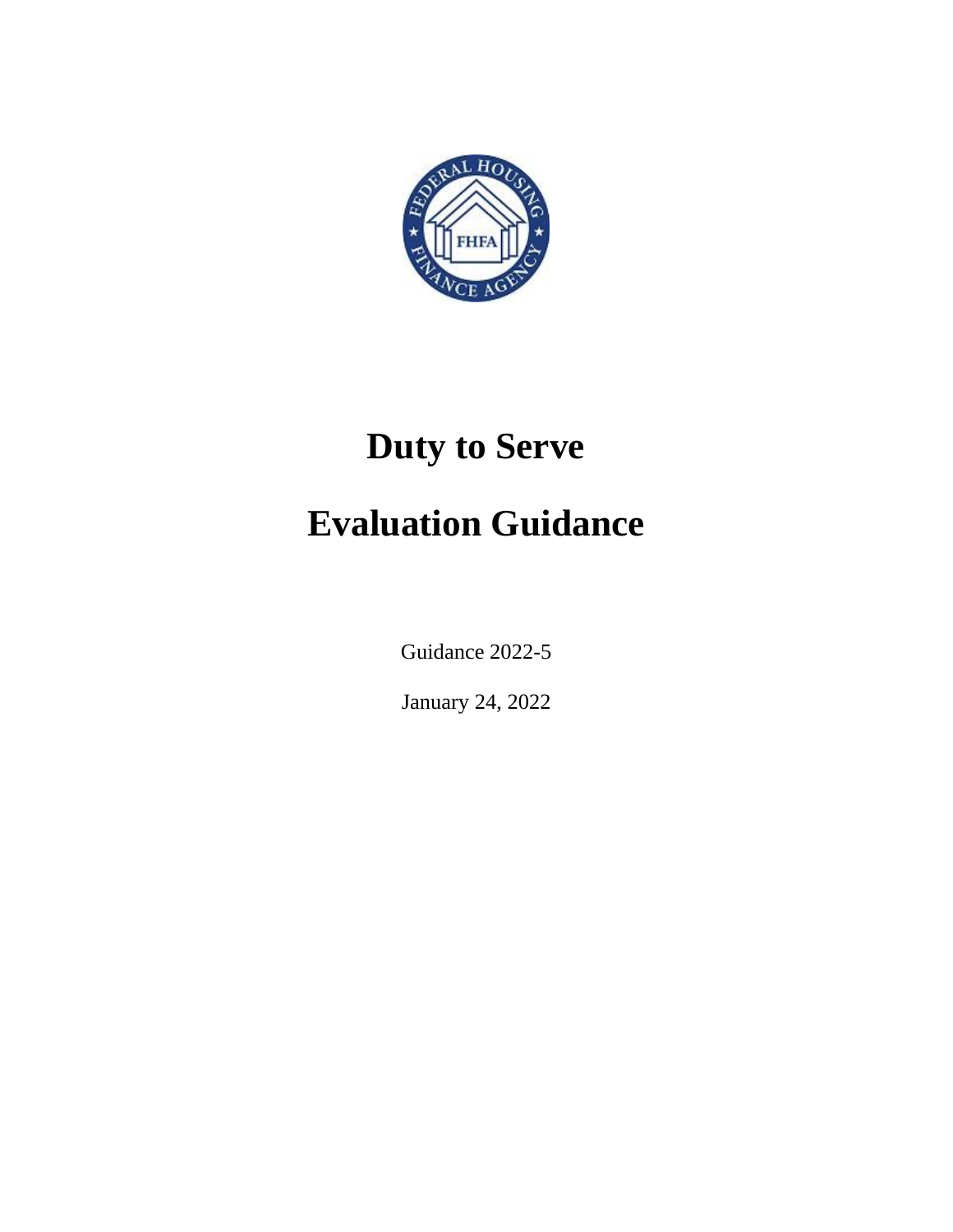# Duty to Serve

# Evaluation Guidance

Guidance 2022-5

January 24, 2022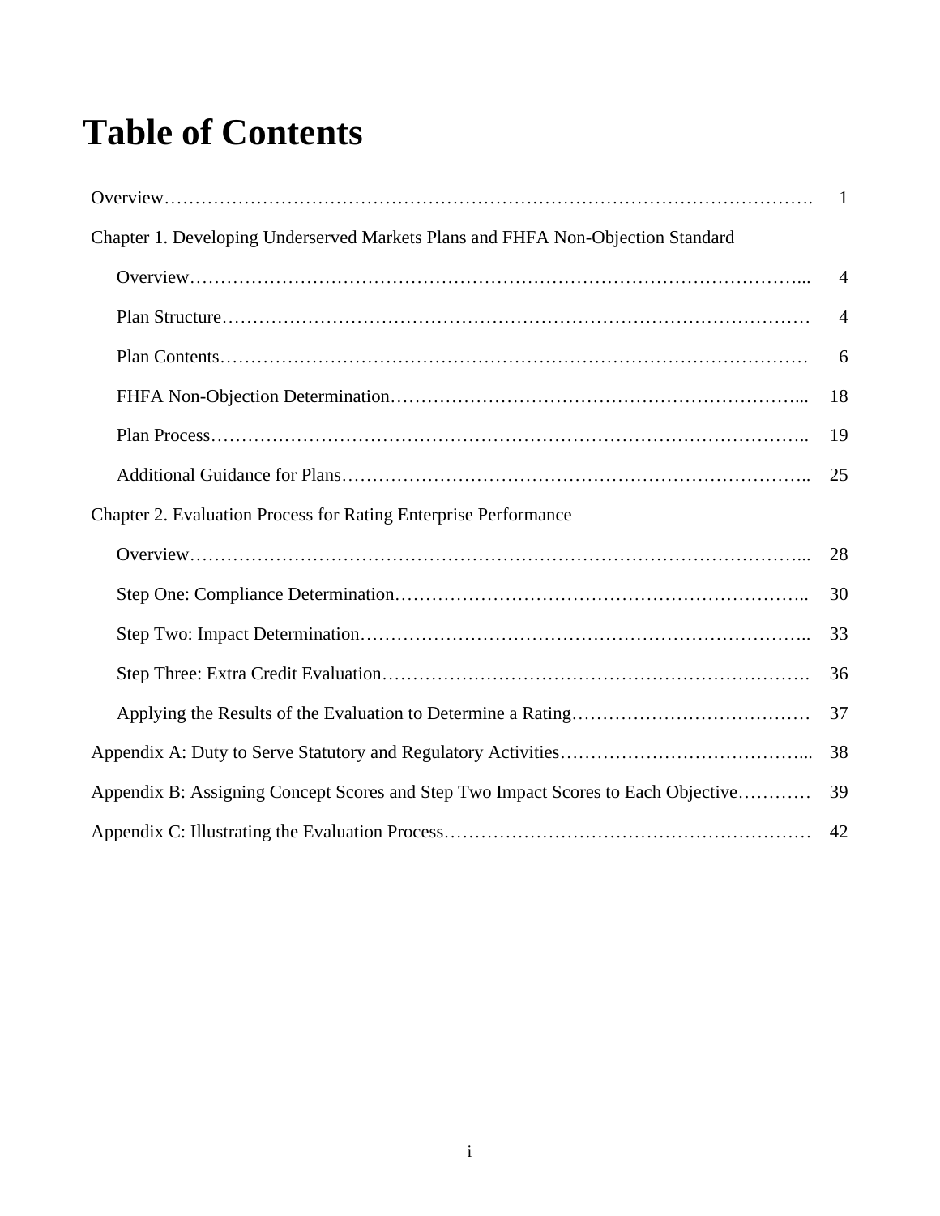# Table of Contents

| | |
|---|---|
| Overview | 1 |
| Chapter 1. Developing Underserved Markets Plans and FHFA Non-Objection Standard | |
| Overview | 4 |
| Plan Structure | 4 |
| Plan Contents | 6 |
| FHFA Non-Objection Determination | 18 |
| Plan Process | 19 |
| Additional Guidance for Plans | 25 |
| Chapter 2. Evaluation Process for Rating Enterprise Performance | |
| Overview | 28 |
| Step One: Compliance Determination | 30 |
| Step Two: Impact Determination | 33 |
| Step Three: Extra Credit Evaluation | 36 |
| Applying the Results of the Evaluation to Determine a Rating | 37 |
| Appendix A: Duty to Serve Statutory and Regulatory Activities | 38 |
| Appendix B: Assigning Concept Scores and Step Two Impact Scores to Each Objective | 39 |
| Appendix C: Illustrating the Evaluation Process | 42 |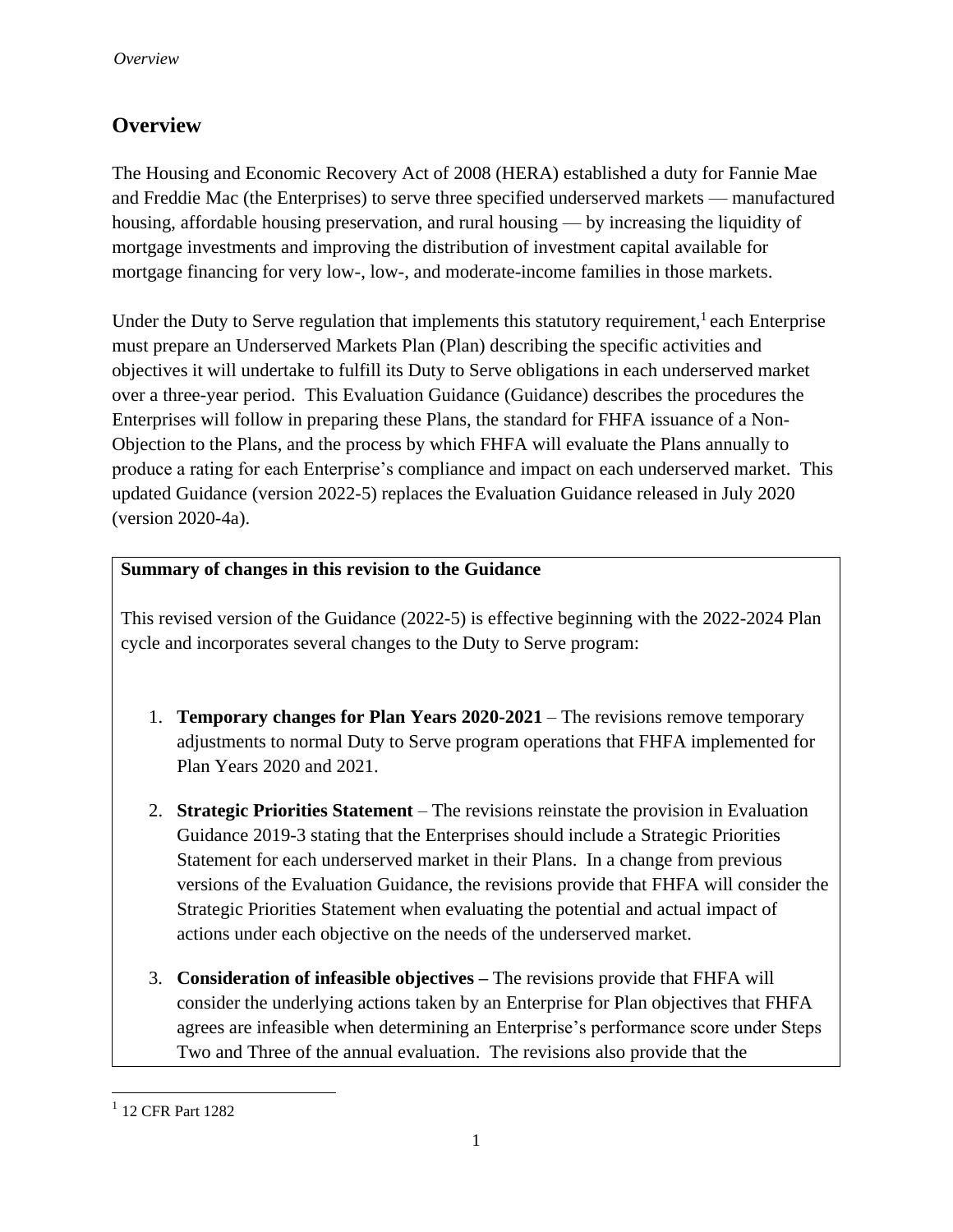# Overview

The Housing and Economic Recovery Act of 2008 (HERA) established a duty for Fannie Mae and Freddie Mac (the Enterprises) to serve three specified underserved markets — manufactured housing, affordable housing preservation, and rural housing — by increasing the liquidity of mortgage investments and improving the distribution of investment capital available for mortgage financing for very low-, low-, and moderate-income families in those markets.

Under the Duty to Serve regulation that implements this statutory requirement,[1] each Enterprise must prepare an Underserved Markets Plan (Plan) describing the specific activities and objectives it will undertake to fulfill its Duty to Serve obligations in each underserved market over a three-year period. This Evaluation Guidance (Guidance) describes the procedures the Enterprises will follow in preparing these Plans, the standard for FHFA issuance of a Non-Objection to the Plans, and the process by which FHFA will evaluate the Plans annually to produce a rating for each Enterprise's compliance and impact on each underserved market. This updated Guidance (version 2022-5) replaces the Evaluation Guidance released in July 2020 (version 2020-4a).

**Summary of changes in this revision to the Guidance**

This revised version of the Guidance (2022-5) is effective beginning with the 2022-2024 Plan cycle and incorporates several changes to the Duty to Serve program:

1. **Temporary changes for Plan Years 2020-2021** – The revisions remove temporary adjustments to normal Duty to Serve program operations that FHFA implemented for Plan Years 2020 and 2021.
2. **Strategic Priorities Statement** – The revisions reinstate the provision in Evaluation Guidance 2019-3 stating that the Enterprises should include a Strategic Priorities Statement for each underserved market in their Plans. In a change from previous versions of the Evaluation Guidance, the revisions provide that FHFA will consider the Strategic Priorities Statement when evaluating the potential and actual impact of actions under each objective on the needs of the underserved market.
3. **Consideration of infeasible objectives –** The revisions provide that FHFA will consider the underlying actions taken by an Enterprise for Plan objectives that FHFA agrees are infeasible when determining an Enterprise's performance score under Steps Two and Three of the annual evaluation. The revisions also provide that the

[1] 12 CFR Part 1282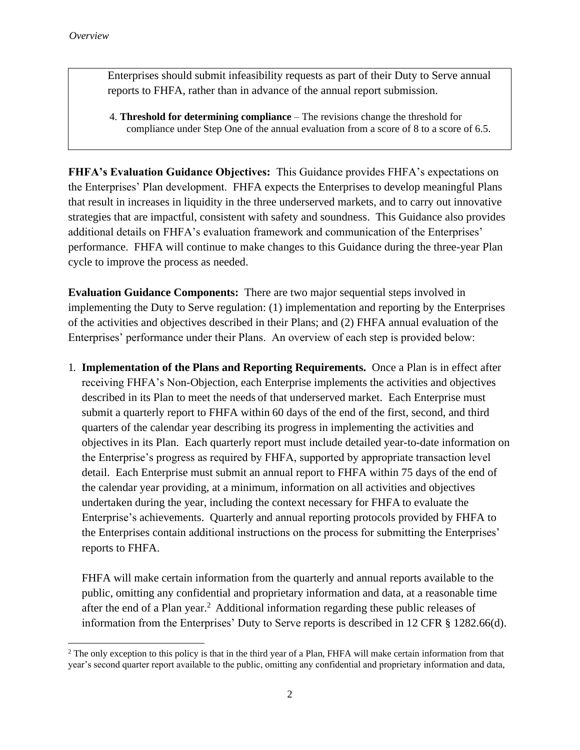Enterprises should submit infeasibility requests as part of their Duty to Serve annual reports to FHFA, rather than in advance of the annual report submission.

4. **Threshold for determining compliance** – The revisions change the threshold for compliance under Step One of the annual evaluation from a score of 8 to a score of 6.5.

**FHFA's Evaluation Guidance Objectives:** This Guidance provides FHFA's expectations on the Enterprises' Plan development. FHFA expects the Enterprises to develop meaningful Plans that result in increases in liquidity in the three underserved markets, and to carry out innovative strategies that are impactful, consistent with safety and soundness. This Guidance also provides additional details on FHFA's evaluation framework and communication of the Enterprises' performance. FHFA will continue to make changes to this Guidance during the three-year Plan cycle to improve the process as needed.

**Evaluation Guidance Components:** There are two major sequential steps involved in implementing the Duty to Serve regulation: (1) implementation and reporting by the Enterprises of the activities and objectives described in their Plans; and (2) FHFA annual evaluation of the Enterprises' performance under their Plans. An overview of each step is provided below:

1. **Implementation of the Plans and Reporting Requirements.** Once a Plan is in effect after receiving FHFA's Non-Objection, each Enterprise implements the activities and objectives described in its Plan to meet the needs of that underserved market. Each Enterprise must submit a quarterly report to FHFA within 60 days of the end of the first, second, and third quarters of the calendar year describing its progress in implementing the activities and objectives in its Plan. Each quarterly report must include detailed year-to-date information on the Enterprise's progress as required by FHFA, supported by appropriate transaction level detail. Each Enterprise must submit an annual report to FHFA within 75 days of the end of the calendar year providing, at a minimum, information on all activities and objectives undertaken during the year, including the context necessary for FHFA to evaluate the Enterprise's achievements. Quarterly and annual reporting protocols provided by FHFA to the Enterprises contain additional instructions on the process for submitting the Enterprises' reports to FHFA.

   FHFA will make certain information from the quarterly and annual reports available to the public, omitting any confidential and proprietary information and data, at a reasonable time after the end of a Plan year.[2] Additional information regarding these public releases of information from the Enterprises' Duty to Serve reports is described in 12 CFR § 1282.66(d).

[2] The only exception to this policy is that in the third year of a Plan, FHFA will make certain information from that year's second quarter report available to the public, omitting any confidential and proprietary information and data,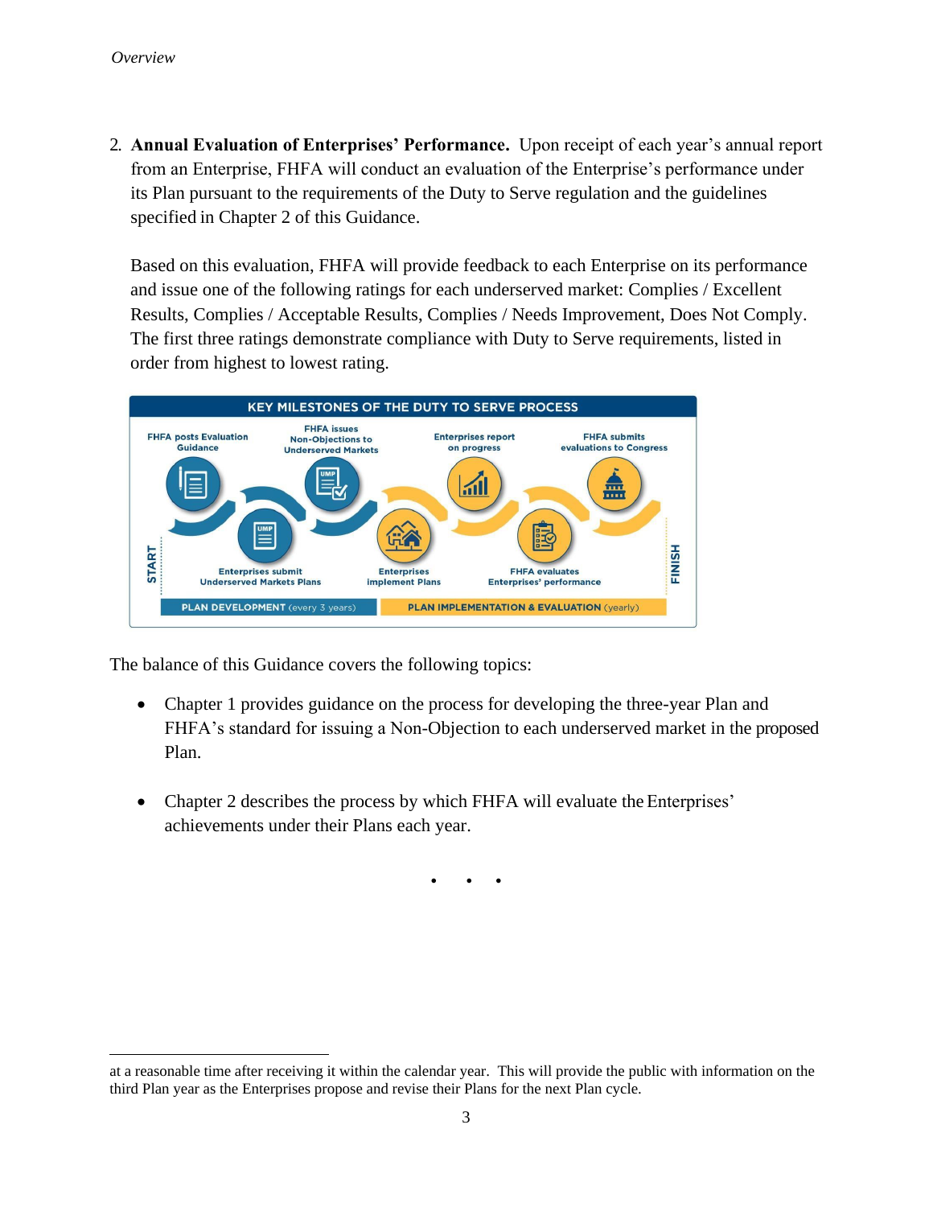2. **Annual Evaluation of Enterprises' Performance.** Upon receipt of each year's annual report from an Enterprise, FHFA will conduct an evaluation of the Enterprise's performance under its Plan pursuant to the requirements of the Duty to Serve regulation and the guidelines specified in Chapter 2 of this Guidance.

   Based on this evaluation, FHFA will provide feedback to each Enterprise on its performance and issue one of the following ratings for each underserved market: Complies / Excellent Results, Complies / Acceptable Results, Complies / Needs Improvement, Does Not Comply. The first three ratings demonstrate compliance with Duty to Serve requirements, listed in order from highest to lowest rating.

**KEY MILESTONES OF THE DUTY TO SERVE PROCESS**

START → FHFA posts Evaluation Guidance → Enterprises submit Underserved Markets Plans → FHFA issues Non-Objections to Underserved Markets → Enterprises implement Plans → Enterprises report on progress → FHFA evaluates Enterprises' performance → FHFA submits evaluations to Congress → FINISH

PLAN DEVELOPMENT (every 3 years) | PLAN IMPLEMENTATION & EVALUATION (yearly)

The balance of this Guidance covers the following topics:

- Chapter 1 provides guidance on the process for developing the three-year Plan and FHFA's standard for issuing a Non-Objection to each underserved market in the proposed Plan.

- Chapter 2 describes the process by which FHFA will evaluate the Enterprises' achievements under their Plans each year.

• • •

at a reasonable time after receiving it within the calendar year. This will provide the public with information on the third Plan year as the Enterprises propose and revise their Plans for the next Plan cycle.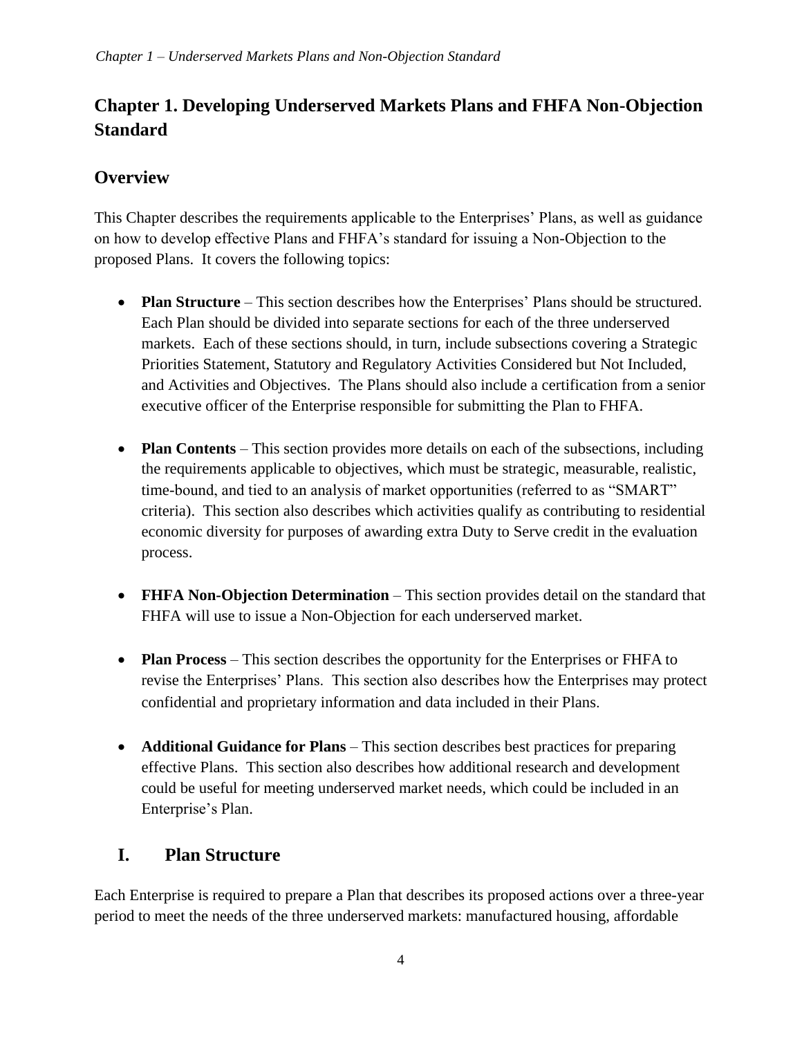# Chapter 1. Developing Underserved Markets Plans and FHFA Non-Objection Standard

## Overview

This Chapter describes the requirements applicable to the Enterprises' Plans, as well as guidance on how to develop effective Plans and FHFA's standard for issuing a Non-Objection to the proposed Plans. It covers the following topics:

- **Plan Structure** – This section describes how the Enterprises' Plans should be structured. Each Plan should be divided into separate sections for each of the three underserved markets. Each of these sections should, in turn, include subsections covering a Strategic Priorities Statement, Statutory and Regulatory Activities Considered but Not Included, and Activities and Objectives. The Plans should also include a certification from a senior executive officer of the Enterprise responsible for submitting the Plan to FHFA.

- **Plan Contents** – This section provides more details on each of the subsections, including the requirements applicable to objectives, which must be strategic, measurable, realistic, time-bound, and tied to an analysis of market opportunities (referred to as "SMART" criteria). This section also describes which activities qualify as contributing to residential economic diversity for purposes of awarding extra Duty to Serve credit in the evaluation process.

- **FHFA Non-Objection Determination** – This section provides detail on the standard that FHFA will use to issue a Non-Objection for each underserved market.

- **Plan Process** – This section describes the opportunity for the Enterprises or FHFA to revise the Enterprises' Plans. This section also describes how the Enterprises may protect confidential and proprietary information and data included in their Plans.

- **Additional Guidance for Plans** – This section describes best practices for preparing effective Plans. This section also describes how additional research and development could be useful for meeting underserved market needs, which could be included in an Enterprise's Plan.

## I. Plan Structure

Each Enterprise is required to prepare a Plan that describes its proposed actions over a three-year period to meet the needs of the three underserved markets: manufactured housing, affordable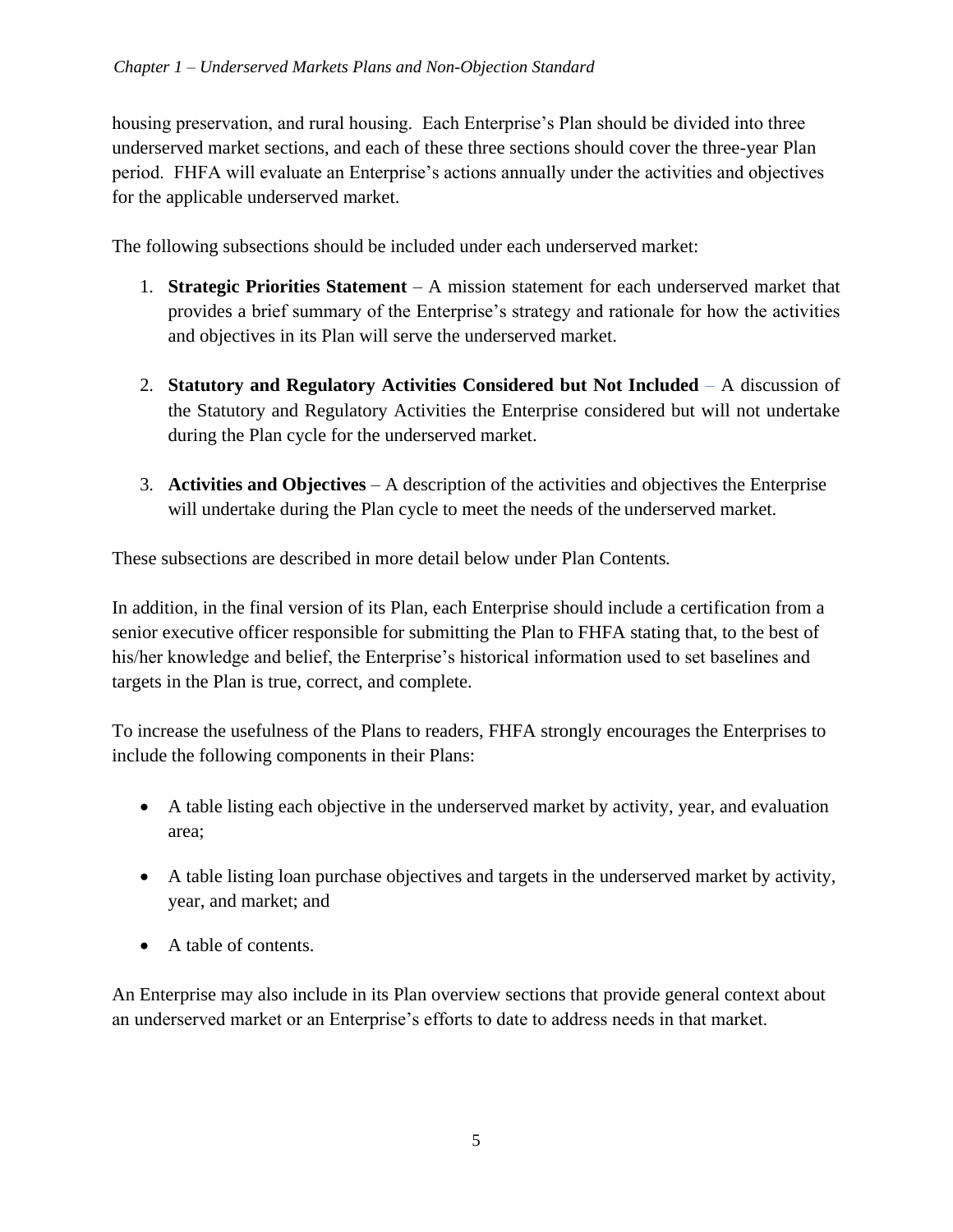housing preservation, and rural housing.  Each Enterprise's Plan should be divided into three underserved market sections, and each of these three sections should cover the three-year Plan period.  FHFA will evaluate an Enterprise's actions annually under the activities and objectives for the applicable underserved market.

The following subsections should be included under each underserved market:

1. **Strategic Priorities Statement** – A mission statement for each underserved market that provides a brief summary of the Enterprise's strategy and rationale for how the activities and objectives in its Plan will serve the underserved market.

2. **Statutory and Regulatory Activities Considered but Not Included** – A discussion of the Statutory and Regulatory Activities the Enterprise considered but will not undertake during the Plan cycle for the underserved market.

3. **Activities and Objectives** – A description of the activities and objectives the Enterprise will undertake during the Plan cycle to meet the needs of the underserved market.

These subsections are described in more detail below under Plan Contents.

In addition, in the final version of its Plan, each Enterprise should include a certification from a senior executive officer responsible for submitting the Plan to FHFA stating that, to the best of his/her knowledge and belief, the Enterprise's historical information used to set baselines and targets in the Plan is true, correct, and complete.

To increase the usefulness of the Plans to readers, FHFA strongly encourages the Enterprises to include the following components in their Plans:

- A table listing each objective in the underserved market by activity, year, and evaluation area;

- A table listing loan purchase objectives and targets in the underserved market by activity, year, and market; and

- A table of contents.

An Enterprise may also include in its Plan overview sections that provide general context about an underserved market or an Enterprise's efforts to date to address needs in that market.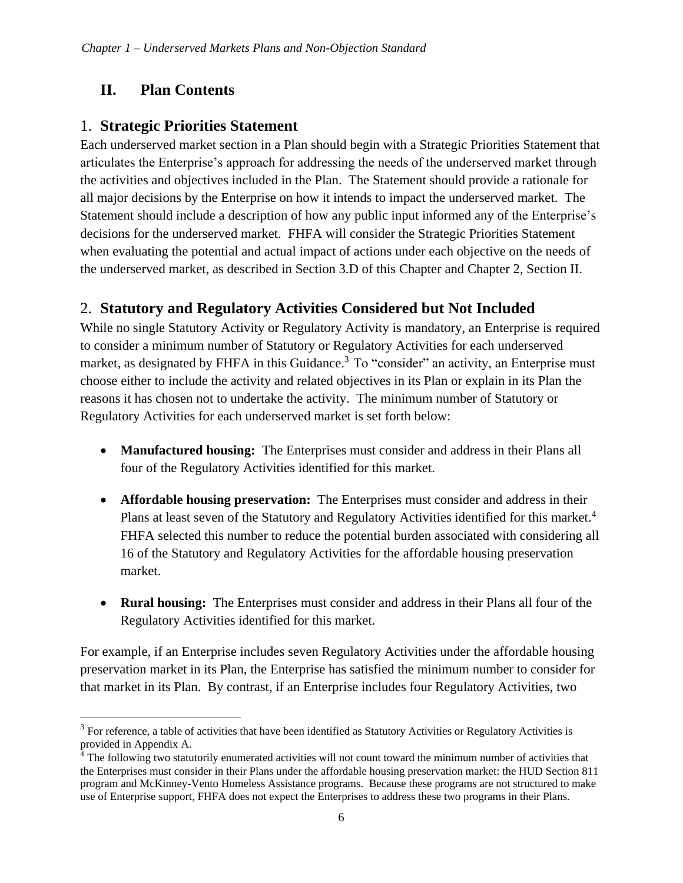## II. Plan Contents

### 1. Strategic Priorities Statement

Each underserved market section in a Plan should begin with a Strategic Priorities Statement that articulates the Enterprise's approach for addressing the needs of the underserved market through the activities and objectives included in the Plan. The Statement should provide a rationale for all major decisions by the Enterprise on how it intends to impact the underserved market. The Statement should include a description of how any public input informed any of the Enterprise's decisions for the underserved market. FHFA will consider the Strategic Priorities Statement when evaluating the potential and actual impact of actions under each objective on the needs of the underserved market, as described in Section 3.D of this Chapter and Chapter 2, Section II.

### 2. Statutory and Regulatory Activities Considered but Not Included

While no single Statutory Activity or Regulatory Activity is mandatory, an Enterprise is required to consider a minimum number of Statutory or Regulatory Activities for each underserved market, as designated by FHFA in this Guidance.[3] To "consider" an activity, an Enterprise must choose either to include the activity and related objectives in its Plan or explain in its Plan the reasons it has chosen not to undertake the activity. The minimum number of Statutory or Regulatory Activities for each underserved market is set forth below:

- **Manufactured housing:** The Enterprises must consider and address in their Plans all four of the Regulatory Activities identified for this market.
- **Affordable housing preservation:** The Enterprises must consider and address in their Plans at least seven of the Statutory and Regulatory Activities identified for this market.[4] FHFA selected this number to reduce the potential burden associated with considering all 16 of the Statutory and Regulatory Activities for the affordable housing preservation market.
- **Rural housing:** The Enterprises must consider and address in their Plans all four of the Regulatory Activities identified for this market.

For example, if an Enterprise includes seven Regulatory Activities under the affordable housing preservation market in its Plan, the Enterprise has satisfied the minimum number to consider for that market in its Plan. By contrast, if an Enterprise includes four Regulatory Activities, two

[3] For reference, a table of activities that have been identified as Statutory Activities or Regulatory Activities is provided in Appendix A.

[4] The following two statutorily enumerated activities will not count toward the minimum number of activities that the Enterprises must consider in their Plans under the affordable housing preservation market: the HUD Section 811 program and McKinney-Vento Homeless Assistance programs. Because these programs are not structured to make use of Enterprise support, FHFA does not expect the Enterprises to address these two programs in their Plans.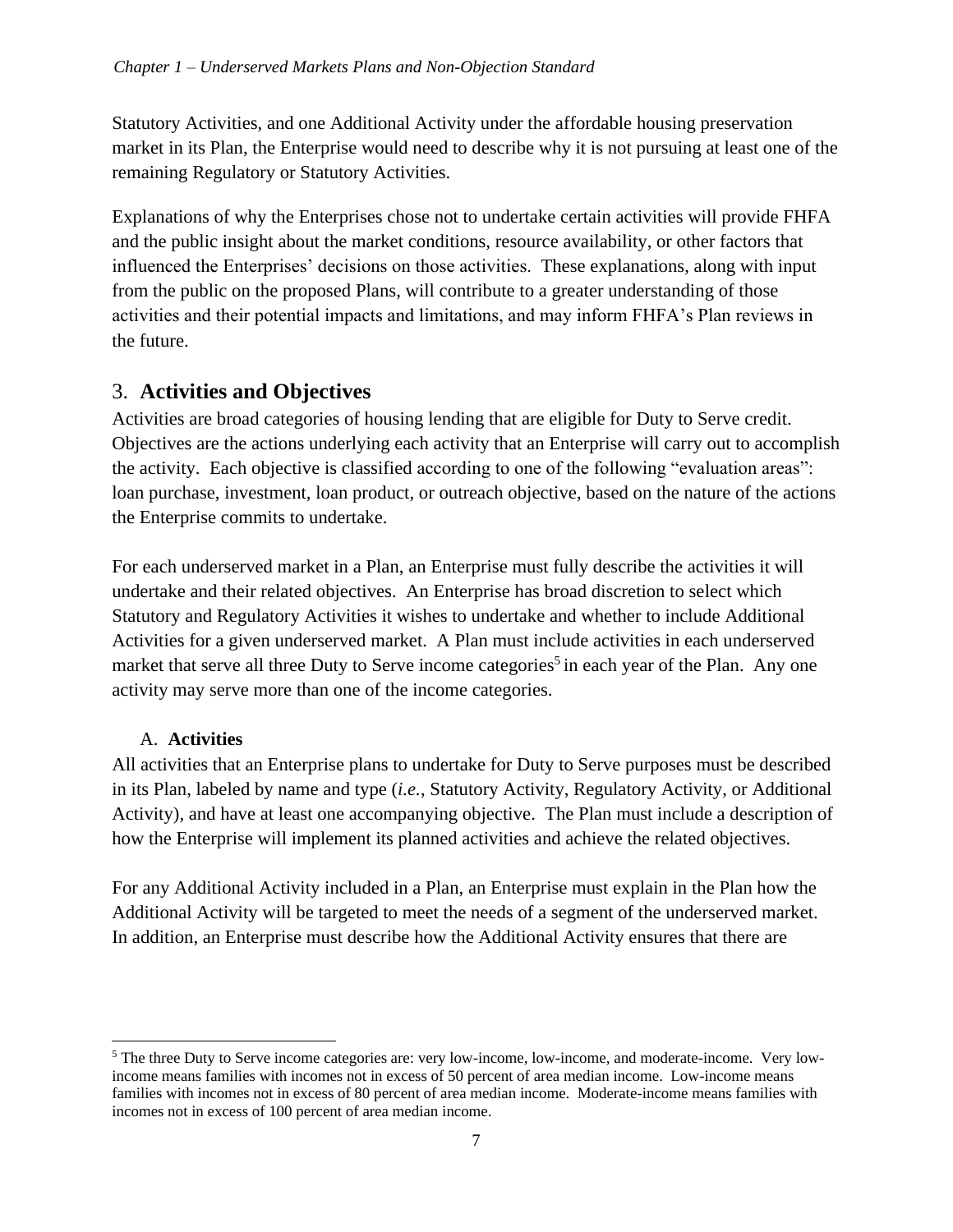Statutory Activities, and one Additional Activity under the affordable housing preservation market in its Plan, the Enterprise would need to describe why it is not pursuing at least one of the remaining Regulatory or Statutory Activities.

Explanations of why the Enterprises chose not to undertake certain activities will provide FHFA and the public insight about the market conditions, resource availability, or other factors that influenced the Enterprises' decisions on those activities. These explanations, along with input from the public on the proposed Plans, will contribute to a greater understanding of those activities and their potential impacts and limitations, and may inform FHFA's Plan reviews in the future.

## 3. **Activities and Objectives**

Activities are broad categories of housing lending that are eligible for Duty to Serve credit. Objectives are the actions underlying each activity that an Enterprise will carry out to accomplish the activity. Each objective is classified according to one of the following "evaluation areas": loan purchase, investment, loan product, or outreach objective, based on the nature of the actions the Enterprise commits to undertake.

For each underserved market in a Plan, an Enterprise must fully describe the activities it will undertake and their related objectives. An Enterprise has broad discretion to select which Statutory and Regulatory Activities it wishes to undertake and whether to include Additional Activities for a given underserved market. A Plan must include activities in each underserved market that serve all three Duty to Serve income categories[5] in each year of the Plan. Any one activity may serve more than one of the income categories.

### A. **Activities**

All activities that an Enterprise plans to undertake for Duty to Serve purposes must be described in its Plan, labeled by name and type (*i.e.*, Statutory Activity, Regulatory Activity, or Additional Activity), and have at least one accompanying objective. The Plan must include a description of how the Enterprise will implement its planned activities and achieve the related objectives.

For any Additional Activity included in a Plan, an Enterprise must explain in the Plan how the Additional Activity will be targeted to meet the needs of a segment of the underserved market. In addition, an Enterprise must describe how the Additional Activity ensures that there are

[5] The three Duty to Serve income categories are: very low-income, low-income, and moderate-income. Very low-income means families with incomes not in excess of 50 percent of area median income. Low-income means families with incomes not in excess of 80 percent of area median income. Moderate-income means families with incomes not in excess of 100 percent of area median income.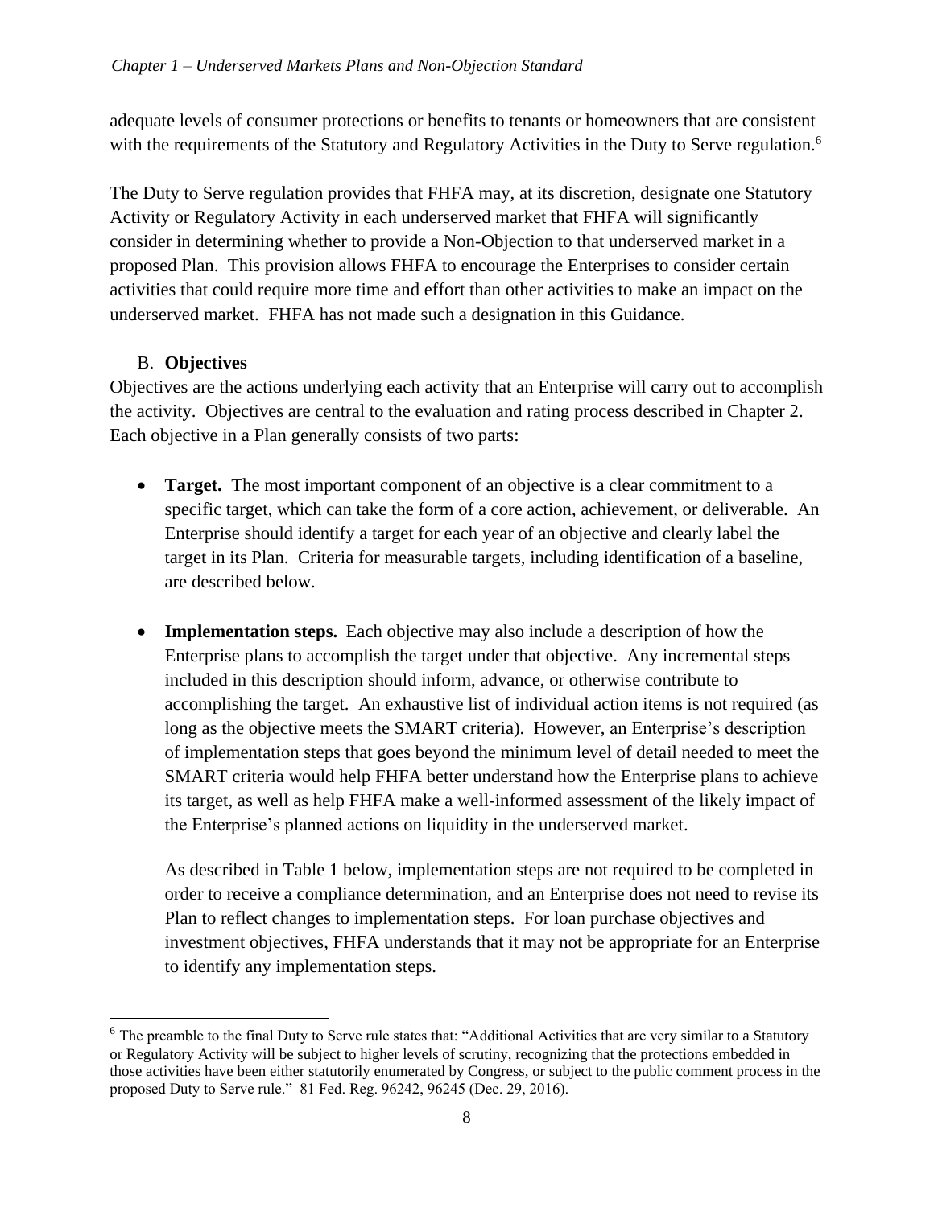adequate levels of consumer protections or benefits to tenants or homeowners that are consistent with the requirements of the Statutory and Regulatory Activities in the Duty to Serve regulation.[6]

The Duty to Serve regulation provides that FHFA may, at its discretion, designate one Statutory Activity or Regulatory Activity in each underserved market that FHFA will significantly consider in determining whether to provide a Non-Objection to that underserved market in a proposed Plan. This provision allows FHFA to encourage the Enterprises to consider certain activities that could require more time and effort than other activities to make an impact on the underserved market. FHFA has not made such a designation in this Guidance.

### B. Objectives

Objectives are the actions underlying each activity that an Enterprise will carry out to accomplish the activity. Objectives are central to the evaluation and rating process described in Chapter 2. Each objective in a Plan generally consists of two parts:

- **Target.** The most important component of an objective is a clear commitment to a specific target, which can take the form of a core action, achievement, or deliverable. An Enterprise should identify a target for each year of an objective and clearly label the target in its Plan. Criteria for measurable targets, including identification of a baseline, are described below.

- **Implementation steps.** Each objective may also include a description of how the Enterprise plans to accomplish the target under that objective. Any incremental steps included in this description should inform, advance, or otherwise contribute to accomplishing the target. An exhaustive list of individual action items is not required (as long as the objective meets the SMART criteria). However, an Enterprise's description of implementation steps that goes beyond the minimum level of detail needed to meet the SMART criteria would help FHFA better understand how the Enterprise plans to achieve its target, as well as help FHFA make a well-informed assessment of the likely impact of the Enterprise's planned actions on liquidity in the underserved market.

  As described in Table 1 below, implementation steps are not required to be completed in order to receive a compliance determination, and an Enterprise does not need to revise its Plan to reflect changes to implementation steps. For loan purchase objectives and investment objectives, FHFA understands that it may not be appropriate for an Enterprise to identify any implementation steps.

[6] The preamble to the final Duty to Serve rule states that: "Additional Activities that are very similar to a Statutory or Regulatory Activity will be subject to higher levels of scrutiny, recognizing that the protections embedded in those activities have been either statutorily enumerated by Congress, or subject to the public comment process in the proposed Duty to Serve rule." 81 Fed. Reg. 96242, 96245 (Dec. 29, 2016).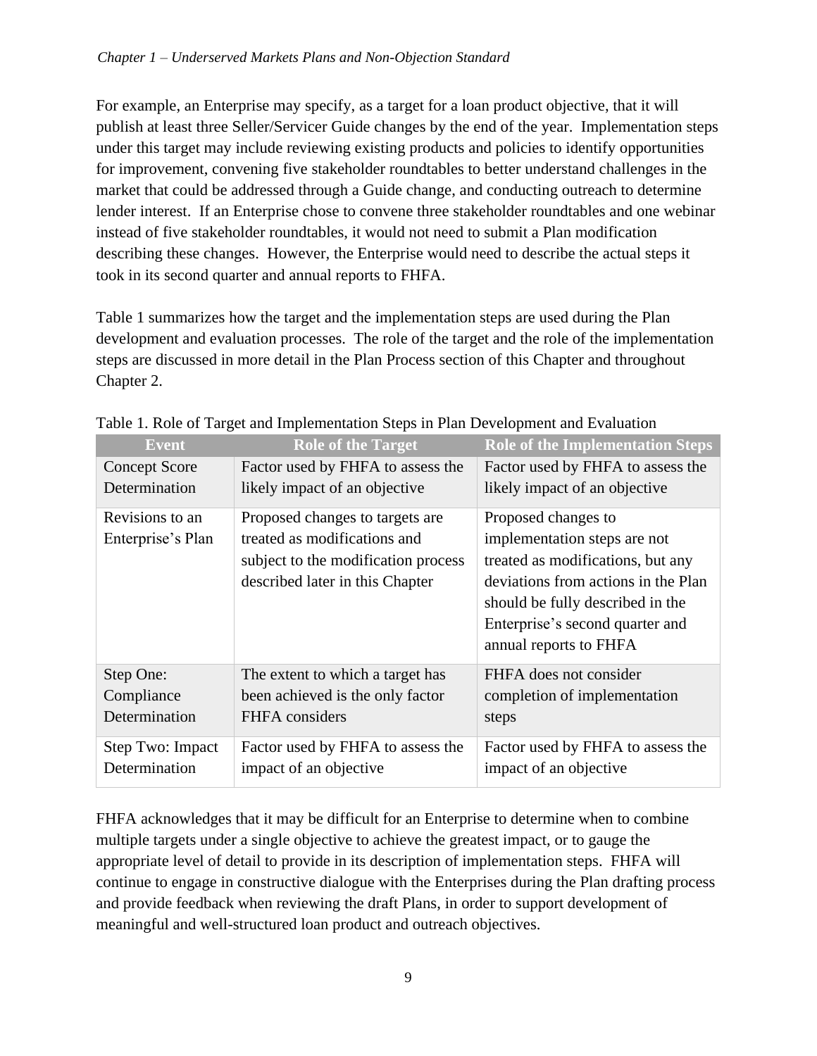For example, an Enterprise may specify, as a target for a loan product objective, that it will publish at least three Seller/Servicer Guide changes by the end of the year. Implementation steps under this target may include reviewing existing products and policies to identify opportunities for improvement, convening five stakeholder roundtables to better understand challenges in the market that could be addressed through a Guide change, and conducting outreach to determine lender interest. If an Enterprise chose to convene three stakeholder roundtables and one webinar instead of five stakeholder roundtables, it would not need to submit a Plan modification describing these changes. However, the Enterprise would need to describe the actual steps it took in its second quarter and annual reports to FHFA.

Table 1 summarizes how the target and the implementation steps are used during the Plan development and evaluation processes. The role of the target and the role of the implementation steps are discussed in more detail in the Plan Process section of this Chapter and throughout Chapter 2.

Table 1. Role of Target and Implementation Steps in Plan Development and Evaluation

| Event | Role of the Target | Role of the Implementation Steps |
| --- | --- | --- |
| Concept Score Determination | Factor used by FHFA to assess the likely impact of an objective | Factor used by FHFA to assess the likely impact of an objective |
| Revisions to an Enterprise's Plan | Proposed changes to targets are treated as modifications and subject to the modification process described later in this Chapter | Proposed changes to implementation steps are not treated as modifications, but any deviations from actions in the Plan should be fully described in the Enterprise's second quarter and annual reports to FHFA |
| Step One: Compliance Determination | The extent to which a target has been achieved is the only factor FHFA considers | FHFA does not consider completion of implementation steps |
| Step Two: Impact Determination | Factor used by FHFA to assess the impact of an objective | Factor used by FHFA to assess the impact of an objective |

FHFA acknowledges that it may be difficult for an Enterprise to determine when to combine multiple targets under a single objective to achieve the greatest impact, or to gauge the appropriate level of detail to provide in its description of implementation steps. FHFA will continue to engage in constructive dialogue with the Enterprises during the Plan drafting process and provide feedback when reviewing the draft Plans, in order to support development of meaningful and well-structured loan product and outreach objectives.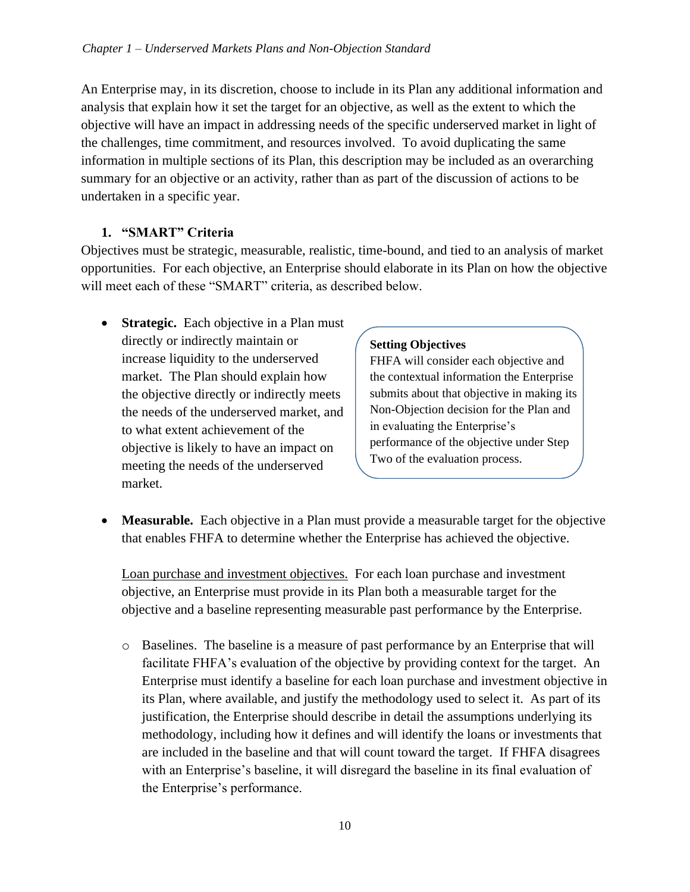An Enterprise may, in its discretion, choose to include in its Plan any additional information and analysis that explain how it set the target for an objective, as well as the extent to which the objective will have an impact in addressing needs of the specific underserved market in light of the challenges, time commitment, and resources involved. To avoid duplicating the same information in multiple sections of its Plan, this description may be included as an overarching summary for an objective or an activity, rather than as part of the discussion of actions to be undertaken in a specific year.

### 1. "SMART" Criteria

Objectives must be strategic, measurable, realistic, time-bound, and tied to an analysis of market opportunities. For each objective, an Enterprise should elaborate in its Plan on how the objective will meet each of these "SMART" criteria, as described below.

- **Strategic.** Each objective in a Plan must directly or indirectly maintain or increase liquidity to the underserved market. The Plan should explain how the objective directly or indirectly meets the needs of the underserved market, and to what extent achievement of the objective is likely to have an impact on meeting the needs of the underserved market.

> **Setting Objectives**
> FHFA will consider each objective and the contextual information the Enterprise submits about that objective in making its Non-Objection decision for the Plan and in evaluating the Enterprise's performance of the objective under Step Two of the evaluation process.

- **Measurable.** Each objective in a Plan must provide a measurable target for the objective that enables FHFA to determine whether the Enterprise has achieved the objective.

  Loan purchase and investment objectives. For each loan purchase and investment objective, an Enterprise must provide in its Plan both a measurable target for the objective and a baseline representing measurable past performance by the Enterprise.

  - Baselines. The baseline is a measure of past performance by an Enterprise that will facilitate FHFA's evaluation of the objective by providing context for the target. An Enterprise must identify a baseline for each loan purchase and investment objective in its Plan, where available, and justify the methodology used to select it. As part of its justification, the Enterprise should describe in detail the assumptions underlying its methodology, including how it defines and will identify the loans or investments that are included in the baseline and that will count toward the target. If FHFA disagrees with an Enterprise's baseline, it will disregard the baseline in its final evaluation of the Enterprise's performance.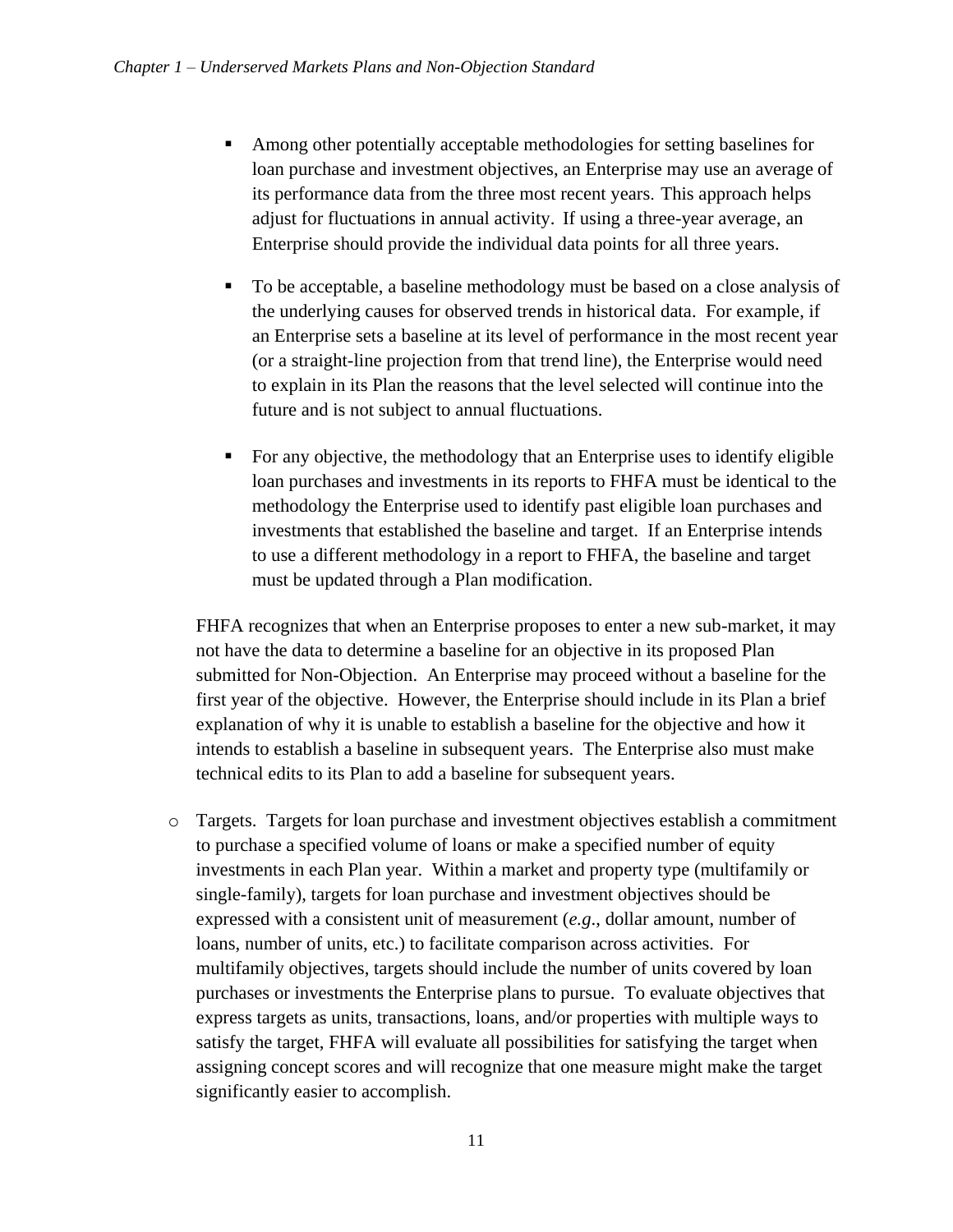- Among other potentially acceptable methodologies for setting baselines for loan purchase and investment objectives, an Enterprise may use an average of its performance data from the three most recent years. This approach helps adjust for fluctuations in annual activity. If using a three-year average, an Enterprise should provide the individual data points for all three years.

- To be acceptable, a baseline methodology must be based on a close analysis of the underlying causes for observed trends in historical data. For example, if an Enterprise sets a baseline at its level of performance in the most recent year (or a straight-line projection from that trend line), the Enterprise would need to explain in its Plan the reasons that the level selected will continue into the future and is not subject to annual fluctuations.

- For any objective, the methodology that an Enterprise uses to identify eligible loan purchases and investments in its reports to FHFA must be identical to the methodology the Enterprise used to identify past eligible loan purchases and investments that established the baseline and target. If an Enterprise intends to use a different methodology in a report to FHFA, the baseline and target must be updated through a Plan modification.

FHFA recognizes that when an Enterprise proposes to enter a new sub-market, it may not have the data to determine a baseline for an objective in its proposed Plan submitted for Non-Objection. An Enterprise may proceed without a baseline for the first year of the objective. However, the Enterprise should include in its Plan a brief explanation of why it is unable to establish a baseline for the objective and how it intends to establish a baseline in subsequent years. The Enterprise also must make technical edits to its Plan to add a baseline for subsequent years.

- Targets. Targets for loan purchase and investment objectives establish a commitment to purchase a specified volume of loans or make a specified number of equity investments in each Plan year. Within a market and property type (multifamily or single-family), targets for loan purchase and investment objectives should be expressed with a consistent unit of measurement (*e.g.*, dollar amount, number of loans, number of units, etc.) to facilitate comparison across activities. For multifamily objectives, targets should include the number of units covered by loan purchases or investments the Enterprise plans to pursue. To evaluate objectives that express targets as units, transactions, loans, and/or properties with multiple ways to satisfy the target, FHFA will evaluate all possibilities for satisfying the target when assigning concept scores and will recognize that one measure might make the target significantly easier to accomplish.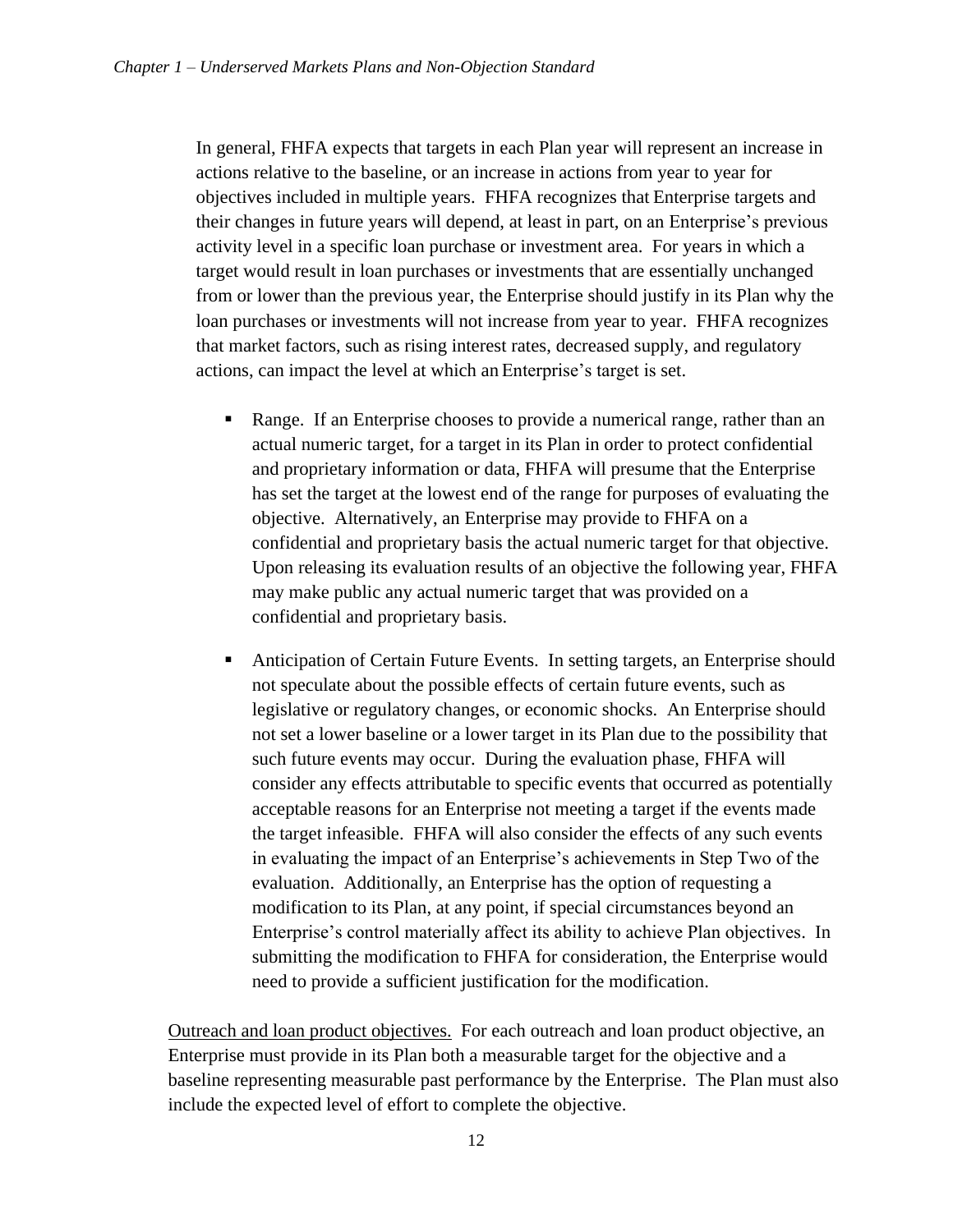In general, FHFA expects that targets in each Plan year will represent an increase in actions relative to the baseline, or an increase in actions from year to year for objectives included in multiple years. FHFA recognizes that Enterprise targets and their changes in future years will depend, at least in part, on an Enterprise's previous activity level in a specific loan purchase or investment area. For years in which a target would result in loan purchases or investments that are essentially unchanged from or lower than the previous year, the Enterprise should justify in its Plan why the loan purchases or investments will not increase from year to year. FHFA recognizes that market factors, such as rising interest rates, decreased supply, and regulatory actions, can impact the level at which an Enterprise's target is set.

- Range. If an Enterprise chooses to provide a numerical range, rather than an actual numeric target, for a target in its Plan in order to protect confidential and proprietary information or data, FHFA will presume that the Enterprise has set the target at the lowest end of the range for purposes of evaluating the objective. Alternatively, an Enterprise may provide to FHFA on a confidential and proprietary basis the actual numeric target for that objective. Upon releasing its evaluation results of an objective the following year, FHFA may make public any actual numeric target that was provided on a confidential and proprietary basis.

- Anticipation of Certain Future Events. In setting targets, an Enterprise should not speculate about the possible effects of certain future events, such as legislative or regulatory changes, or economic shocks. An Enterprise should not set a lower baseline or a lower target in its Plan due to the possibility that such future events may occur. During the evaluation phase, FHFA will consider any effects attributable to specific events that occurred as potentially acceptable reasons for an Enterprise not meeting a target if the events made the target infeasible. FHFA will also consider the effects of any such events in evaluating the impact of an Enterprise's achievements in Step Two of the evaluation. Additionally, an Enterprise has the option of requesting a modification to its Plan, at any point, if special circumstances beyond an Enterprise's control materially affect its ability to achieve Plan objectives. In submitting the modification to FHFA for consideration, the Enterprise would need to provide a sufficient justification for the modification.

Outreach and loan product objectives. For each outreach and loan product objective, an Enterprise must provide in its Plan both a measurable target for the objective and a baseline representing measurable past performance by the Enterprise. The Plan must also include the expected level of effort to complete the objective.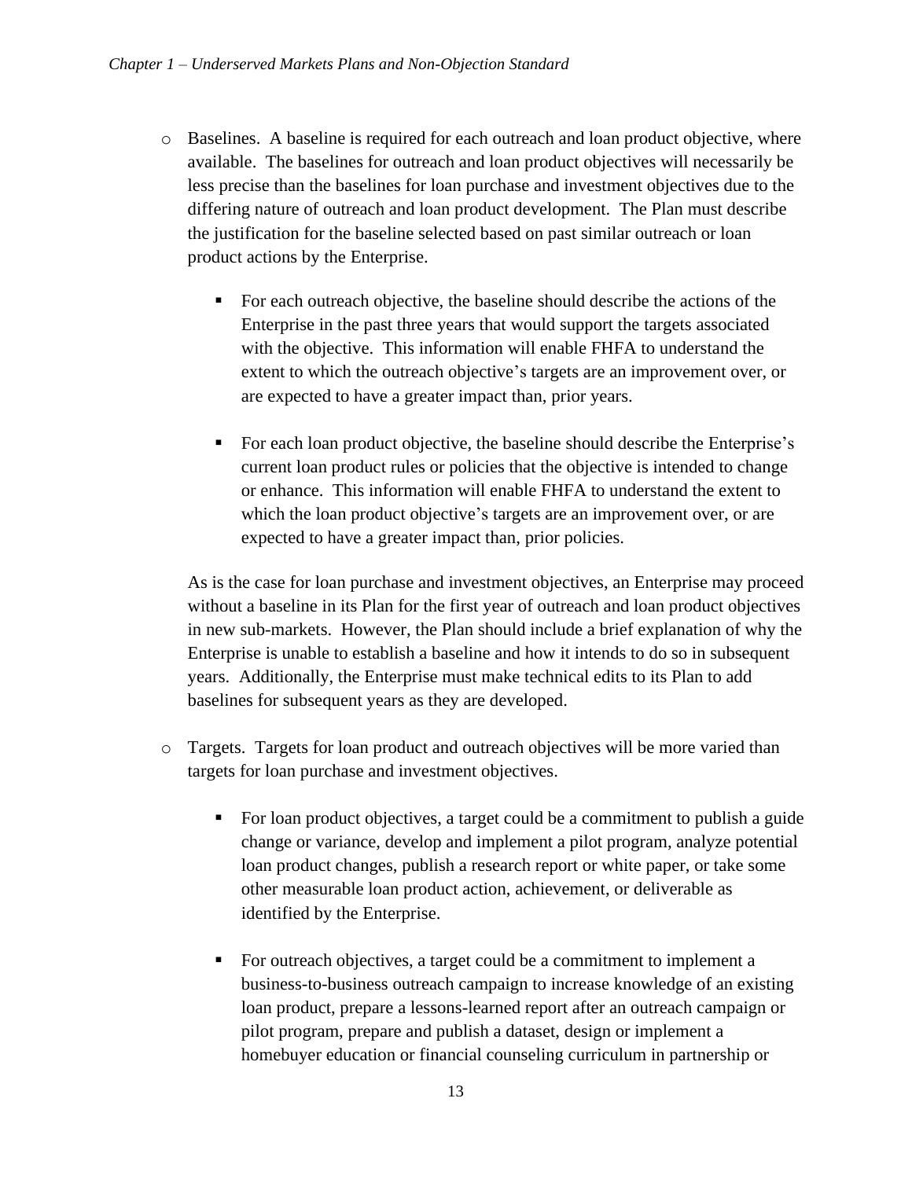- Baselines. A baseline is required for each outreach and loan product objective, where available. The baselines for outreach and loan product objectives will necessarily be less precise than the baselines for loan purchase and investment objectives due to the differing nature of outreach and loan product development. The Plan must describe the justification for the baseline selected based on past similar outreach or loan product actions by the Enterprise.

  - For each outreach objective, the baseline should describe the actions of the Enterprise in the past three years that would support the targets associated with the objective. This information will enable FHFA to understand the extent to which the outreach objective's targets are an improvement over, or are expected to have a greater impact than, prior years.

  - For each loan product objective, the baseline should describe the Enterprise's current loan product rules or policies that the objective is intended to change or enhance. This information will enable FHFA to understand the extent to which the loan product objective's targets are an improvement over, or are expected to have a greater impact than, prior policies.

  As is the case for loan purchase and investment objectives, an Enterprise may proceed without a baseline in its Plan for the first year of outreach and loan product objectives in new sub-markets. However, the Plan should include a brief explanation of why the Enterprise is unable to establish a baseline and how it intends to do so in subsequent years. Additionally, the Enterprise must make technical edits to its Plan to add baselines for subsequent years as they are developed.

- Targets. Targets for loan product and outreach objectives will be more varied than targets for loan purchase and investment objectives.

  - For loan product objectives, a target could be a commitment to publish a guide change or variance, develop and implement a pilot program, analyze potential loan product changes, publish a research report or white paper, or take some other measurable loan product action, achievement, or deliverable as identified by the Enterprise.

  - For outreach objectives, a target could be a commitment to implement a business-to-business outreach campaign to increase knowledge of an existing loan product, prepare a lessons-learned report after an outreach campaign or pilot program, prepare and publish a dataset, design or implement a homebuyer education or financial counseling curriculum in partnership or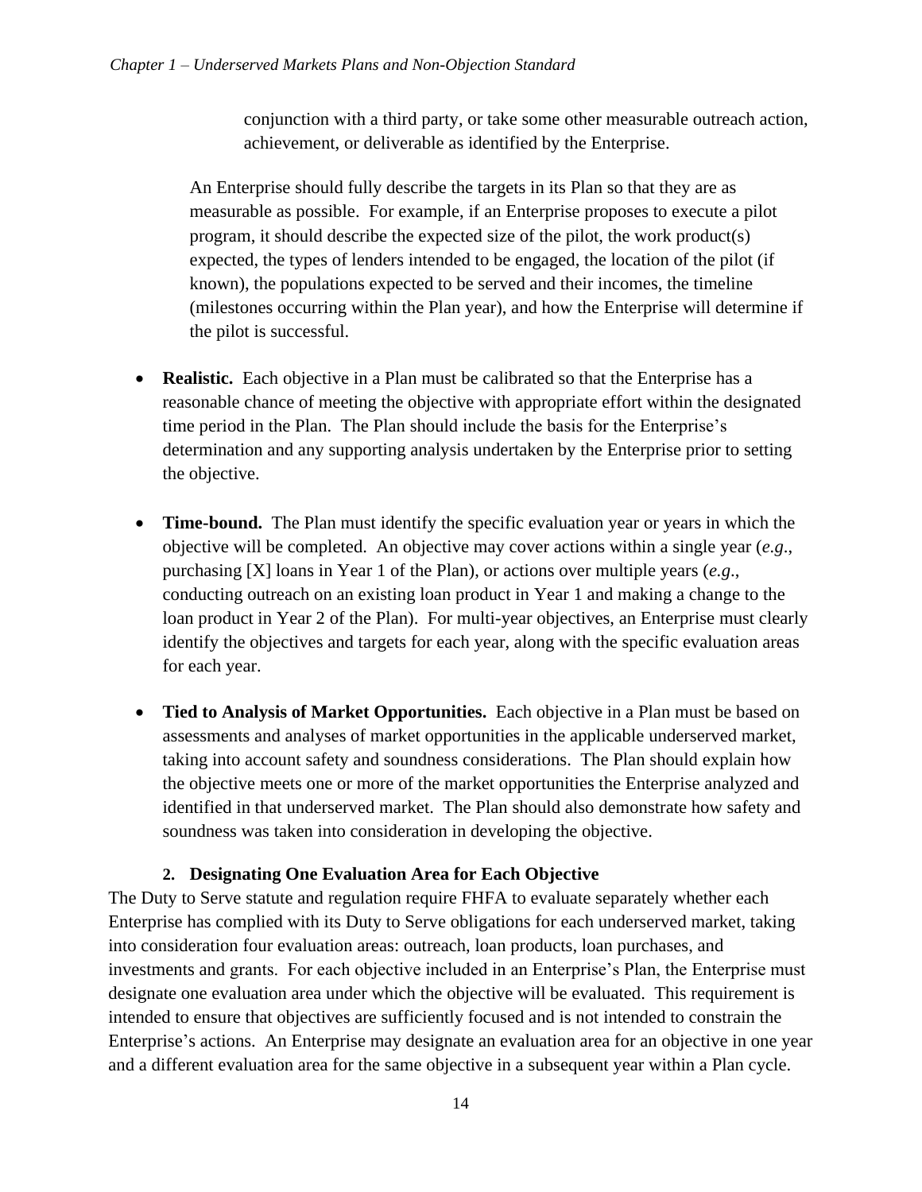conjunction with a third party, or take some other measurable outreach action, achievement, or deliverable as identified by the Enterprise.

An Enterprise should fully describe the targets in its Plan so that they are as measurable as possible. For example, if an Enterprise proposes to execute a pilot program, it should describe the expected size of the pilot, the work product(s) expected, the types of lenders intended to be engaged, the location of the pilot (if known), the populations expected to be served and their incomes, the timeline (milestones occurring within the Plan year), and how the Enterprise will determine if the pilot is successful.

- **Realistic.** Each objective in a Plan must be calibrated so that the Enterprise has a reasonable chance of meeting the objective with appropriate effort within the designated time period in the Plan. The Plan should include the basis for the Enterprise's determination and any supporting analysis undertaken by the Enterprise prior to setting the objective.

- **Time-bound.** The Plan must identify the specific evaluation year or years in which the objective will be completed. An objective may cover actions within a single year (*e.g*., purchasing [X] loans in Year 1 of the Plan), or actions over multiple years (*e.g*., conducting outreach on an existing loan product in Year 1 and making a change to the loan product in Year 2 of the Plan). For multi-year objectives, an Enterprise must clearly identify the objectives and targets for each year, along with the specific evaluation areas for each year.

- **Tied to Analysis of Market Opportunities.** Each objective in a Plan must be based on assessments and analyses of market opportunities in the applicable underserved market, taking into account safety and soundness considerations. The Plan should explain how the objective meets one or more of the market opportunities the Enterprise analyzed and identified in that underserved market. The Plan should also demonstrate how safety and soundness was taken into consideration in developing the objective.

### 2. Designating One Evaluation Area for Each Objective

The Duty to Serve statute and regulation require FHFA to evaluate separately whether each Enterprise has complied with its Duty to Serve obligations for each underserved market, taking into consideration four evaluation areas: outreach, loan products, loan purchases, and investments and grants. For each objective included in an Enterprise's Plan, the Enterprise must designate one evaluation area under which the objective will be evaluated. This requirement is intended to ensure that objectives are sufficiently focused and is not intended to constrain the Enterprise's actions. An Enterprise may designate an evaluation area for an objective in one year and a different evaluation area for the same objective in a subsequent year within a Plan cycle.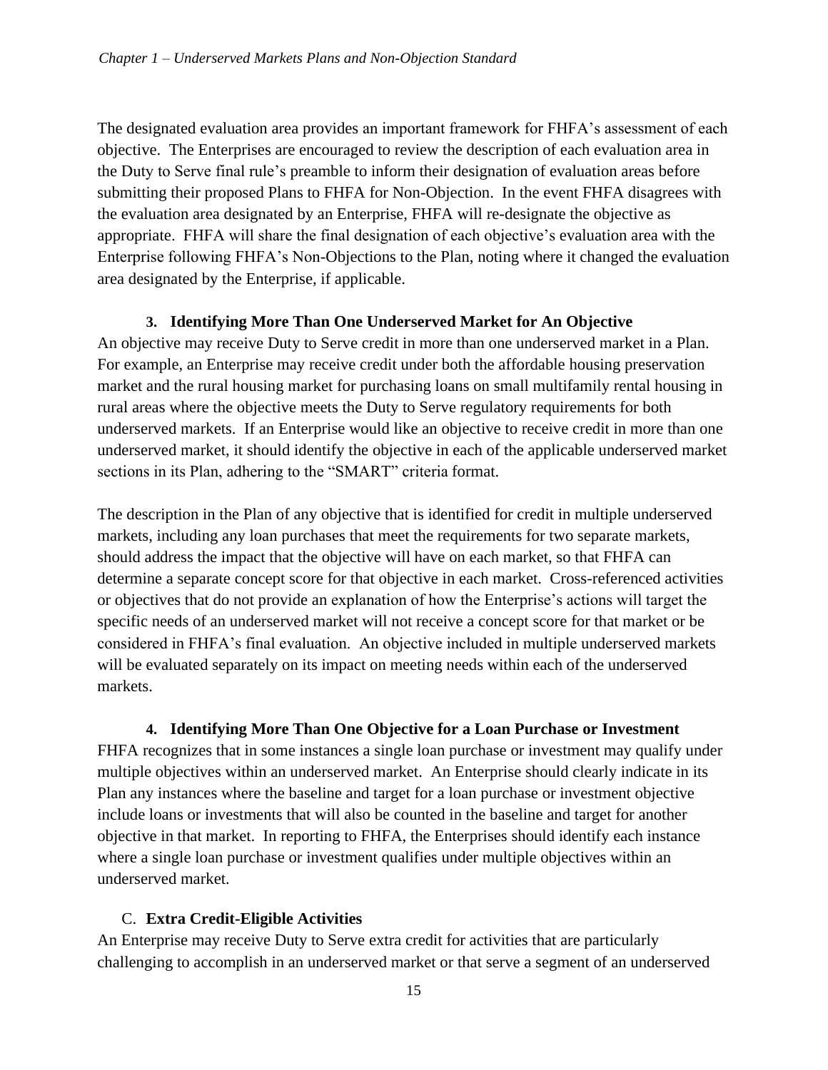The designated evaluation area provides an important framework for FHFA's assessment of each objective. The Enterprises are encouraged to review the description of each evaluation area in the Duty to Serve final rule's preamble to inform their designation of evaluation areas before submitting their proposed Plans to FHFA for Non-Objection. In the event FHFA disagrees with the evaluation area designated by an Enterprise, FHFA will re-designate the objective as appropriate. FHFA will share the final designation of each objective's evaluation area with the Enterprise following FHFA's Non-Objections to the Plan, noting where it changed the evaluation area designated by the Enterprise, if applicable.

### 3. Identifying More Than One Underserved Market for An Objective

An objective may receive Duty to Serve credit in more than one underserved market in a Plan. For example, an Enterprise may receive credit under both the affordable housing preservation market and the rural housing market for purchasing loans on small multifamily rental housing in rural areas where the objective meets the Duty to Serve regulatory requirements for both underserved markets. If an Enterprise would like an objective to receive credit in more than one underserved market, it should identify the objective in each of the applicable underserved market sections in its Plan, adhering to the "SMART" criteria format.

The description in the Plan of any objective that is identified for credit in multiple underserved markets, including any loan purchases that meet the requirements for two separate markets, should address the impact that the objective will have on each market, so that FHFA can determine a separate concept score for that objective in each market. Cross-referenced activities or objectives that do not provide an explanation of how the Enterprise's actions will target the specific needs of an underserved market will not receive a concept score for that market or be considered in FHFA's final evaluation. An objective included in multiple underserved markets will be evaluated separately on its impact on meeting needs within each of the underserved markets.

### 4. Identifying More Than One Objective for a Loan Purchase or Investment

FHFA recognizes that in some instances a single loan purchase or investment may qualify under multiple objectives within an underserved market. An Enterprise should clearly indicate in its Plan any instances where the baseline and target for a loan purchase or investment objective include loans or investments that will also be counted in the baseline and target for another objective in that market. In reporting to FHFA, the Enterprises should identify each instance where a single loan purchase or investment qualifies under multiple objectives within an underserved market.

## C. Extra Credit-Eligible Activities

An Enterprise may receive Duty to Serve extra credit for activities that are particularly challenging to accomplish in an underserved market or that serve a segment of an underserved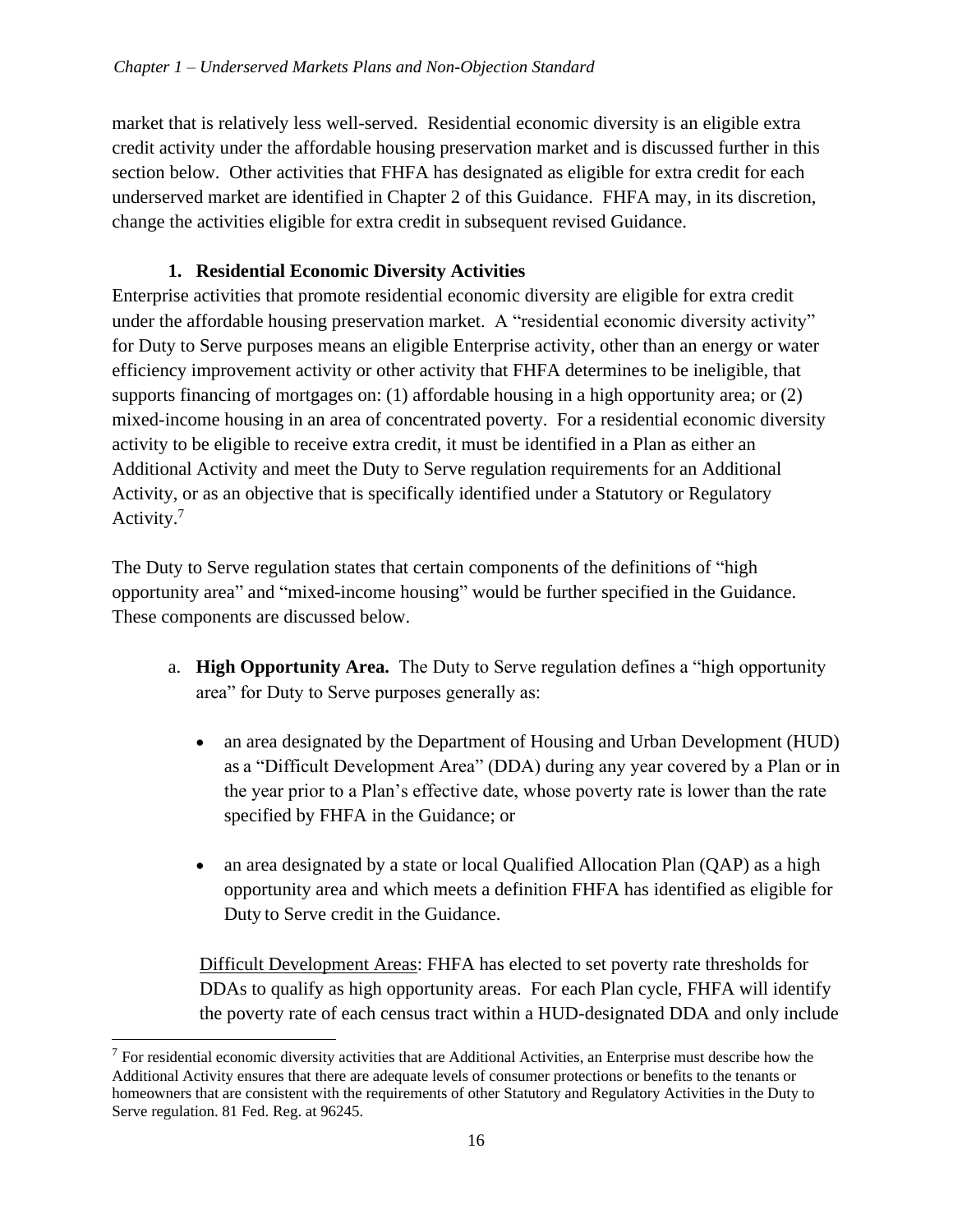market that is relatively less well-served. Residential economic diversity is an eligible extra credit activity under the affordable housing preservation market and is discussed further in this section below. Other activities that FHFA has designated as eligible for extra credit for each underserved market are identified in Chapter 2 of this Guidance. FHFA may, in its discretion, change the activities eligible for extra credit in subsequent revised Guidance.

### 1. Residential Economic Diversity Activities

Enterprise activities that promote residential economic diversity are eligible for extra credit under the affordable housing preservation market. A "residential economic diversity activity" for Duty to Serve purposes means an eligible Enterprise activity, other than an energy or water efficiency improvement activity or other activity that FHFA determines to be ineligible, that supports financing of mortgages on: (1) affordable housing in a high opportunity area; or (2) mixed-income housing in an area of concentrated poverty. For a residential economic diversity activity to be eligible to receive extra credit, it must be identified in a Plan as either an Additional Activity and meet the Duty to Serve regulation requirements for an Additional Activity, or as an objective that is specifically identified under a Statutory or Regulatory Activity.[7]

The Duty to Serve regulation states that certain components of the definitions of "high opportunity area" and "mixed-income housing" would be further specified in the Guidance. These components are discussed below.

a. **High Opportunity Area.** The Duty to Serve regulation defines a "high opportunity area" for Duty to Serve purposes generally as:

- an area designated by the Department of Housing and Urban Development (HUD) as a "Difficult Development Area" (DDA) during any year covered by a Plan or in the year prior to a Plan's effective date, whose poverty rate is lower than the rate specified by FHFA in the Guidance; or

- an area designated by a state or local Qualified Allocation Plan (QAP) as a high opportunity area and which meets a definition FHFA has identified as eligible for Duty to Serve credit in the Guidance.

Difficult Development Areas: FHFA has elected to set poverty rate thresholds for DDAs to qualify as high opportunity areas. For each Plan cycle, FHFA will identify the poverty rate of each census tract within a HUD-designated DDA and only include

[7] For residential economic diversity activities that are Additional Activities, an Enterprise must describe how the Additional Activity ensures that there are adequate levels of consumer protections or benefits to the tenants or homeowners that are consistent with the requirements of other Statutory and Regulatory Activities in the Duty to Serve regulation. 81 Fed. Reg. at 96245.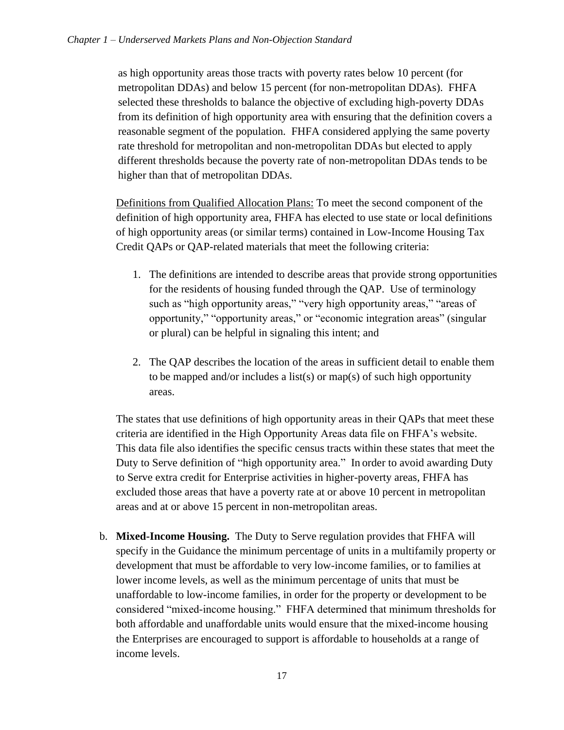as high opportunity areas those tracts with poverty rates below 10 percent (for metropolitan DDAs) and below 15 percent (for non-metropolitan DDAs). FHFA selected these thresholds to balance the objective of excluding high-poverty DDAs from its definition of high opportunity area with ensuring that the definition covers a reasonable segment of the population. FHFA considered applying the same poverty rate threshold for metropolitan and non-metropolitan DDAs but elected to apply different thresholds because the poverty rate of non-metropolitan DDAs tends to be higher than that of metropolitan DDAs.

<u>Definitions from Qualified Allocation Plans:</u> To meet the second component of the definition of high opportunity area, FHFA has elected to use state or local definitions of high opportunity areas (or similar terms) contained in Low-Income Housing Tax Credit QAPs or QAP-related materials that meet the following criteria:

1. The definitions are intended to describe areas that provide strong opportunities for the residents of housing funded through the QAP. Use of terminology such as "high opportunity areas," "very high opportunity areas," "areas of opportunity," "opportunity areas," or "economic integration areas" (singular or plural) can be helpful in signaling this intent; and

2. The QAP describes the location of the areas in sufficient detail to enable them to be mapped and/or includes a list(s) or map(s) of such high opportunity areas.

The states that use definitions of high opportunity areas in their QAPs that meet these criteria are identified in the High Opportunity Areas data file on FHFA's website. This data file also identifies the specific census tracts within these states that meet the Duty to Serve definition of "high opportunity area." In order to avoid awarding Duty to Serve extra credit for Enterprise activities in higher-poverty areas, FHFA has excluded those areas that have a poverty rate at or above 10 percent in metropolitan areas and at or above 15 percent in non-metropolitan areas.

b. **Mixed-Income Housing.** The Duty to Serve regulation provides that FHFA will specify in the Guidance the minimum percentage of units in a multifamily property or development that must be affordable to very low-income families, or to families at lower income levels, as well as the minimum percentage of units that must be unaffordable to low-income families, in order for the property or development to be considered "mixed-income housing." FHFA determined that minimum thresholds for both affordable and unaffordable units would ensure that the mixed-income housing the Enterprises are encouraged to support is affordable to households at a range of income levels.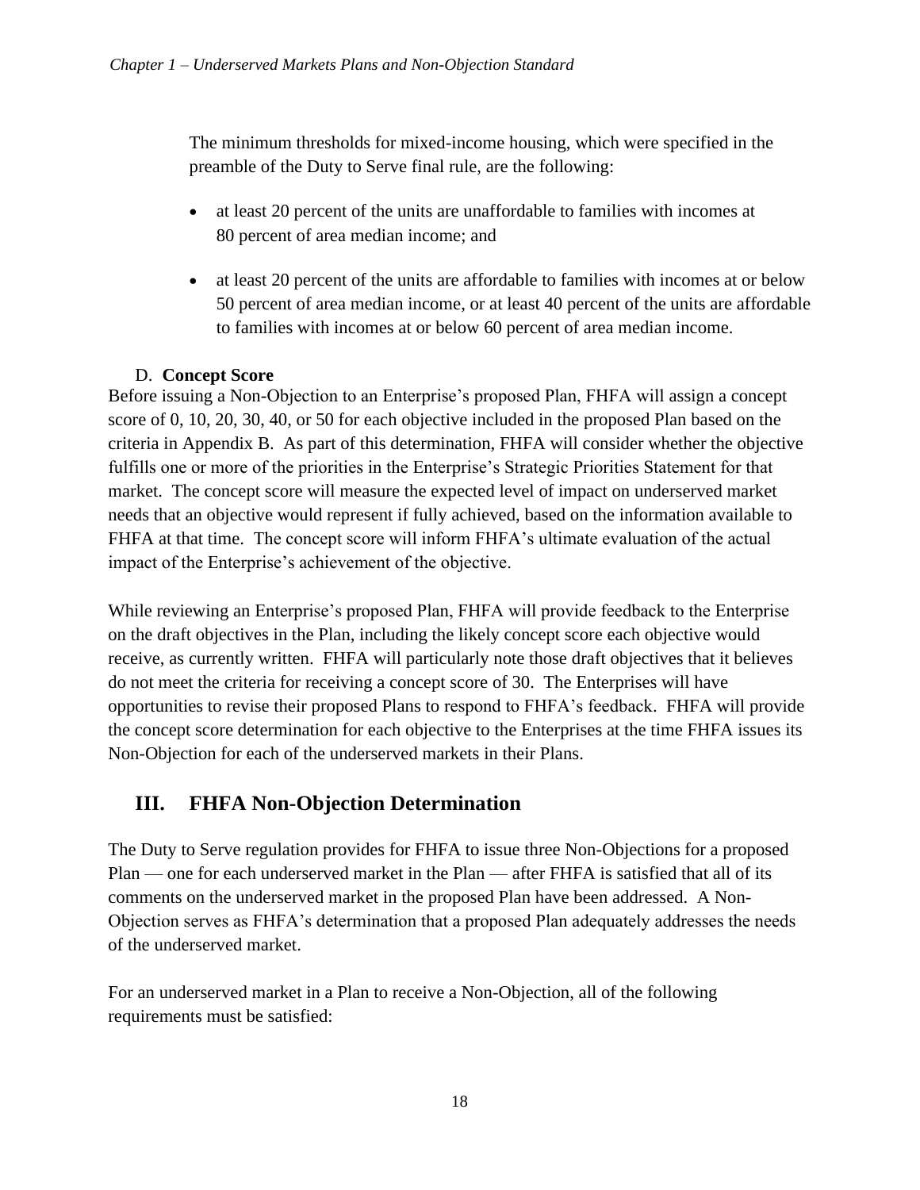The minimum thresholds for mixed-income housing, which were specified in the preamble of the Duty to Serve final rule, are the following:

- at least 20 percent of the units are unaffordable to families with incomes at 80 percent of area median income; and
- at least 20 percent of the units are affordable to families with incomes at or below 50 percent of area median income, or at least 40 percent of the units are affordable to families with incomes at or below 60 percent of area median income.

### D. **Concept Score**

Before issuing a Non-Objection to an Enterprise's proposed Plan, FHFA will assign a concept score of 0, 10, 20, 30, 40, or 50 for each objective included in the proposed Plan based on the criteria in Appendix B. As part of this determination, FHFA will consider whether the objective fulfills one or more of the priorities in the Enterprise's Strategic Priorities Statement for that market. The concept score will measure the expected level of impact on underserved market needs that an objective would represent if fully achieved, based on the information available to FHFA at that time. The concept score will inform FHFA's ultimate evaluation of the actual impact of the Enterprise's achievement of the objective.

While reviewing an Enterprise's proposed Plan, FHFA will provide feedback to the Enterprise on the draft objectives in the Plan, including the likely concept score each objective would receive, as currently written. FHFA will particularly note those draft objectives that it believes do not meet the criteria for receiving a concept score of 30. The Enterprises will have opportunities to revise their proposed Plans to respond to FHFA's feedback. FHFA will provide the concept score determination for each objective to the Enterprises at the time FHFA issues its Non-Objection for each of the underserved markets in their Plans.

## III. FHFA Non-Objection Determination

The Duty to Serve regulation provides for FHFA to issue three Non-Objections for a proposed Plan — one for each underserved market in the Plan — after FHFA is satisfied that all of its comments on the underserved market in the proposed Plan have been addressed. A Non-Objection serves as FHFA's determination that a proposed Plan adequately addresses the needs of the underserved market.

For an underserved market in a Plan to receive a Non-Objection, all of the following requirements must be satisfied: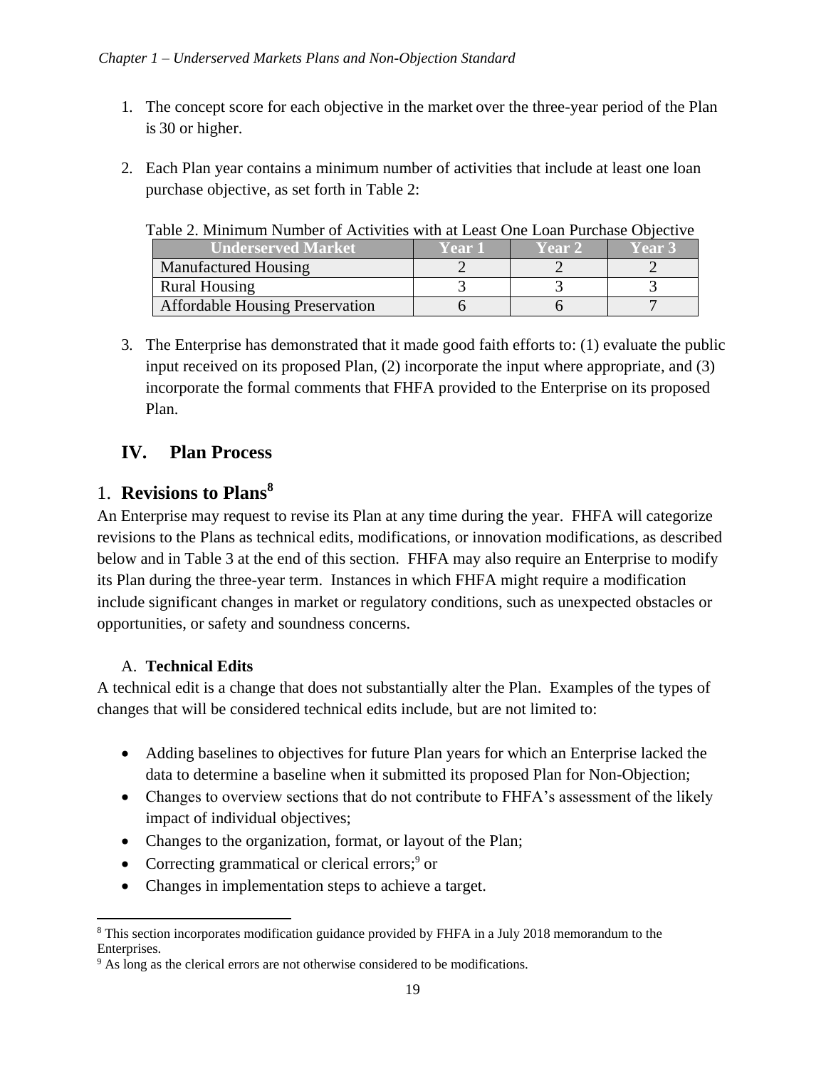1. The concept score for each objective in the market over the three-year period of the Plan is 30 or higher.

2. Each Plan year contains a minimum number of activities that include at least one loan purchase objective, as set forth in Table 2:

Table 2. Minimum Number of Activities with at Least One Loan Purchase Objective

| Underserved Market | Year 1 | Year 2 | Year 3 |
|---|---|---|---|
| Manufactured Housing | 2 | 2 | 2 |
| Rural Housing | 3 | 3 | 3 |
| Affordable Housing Preservation | 6 | 6 | 7 |

3. The Enterprise has demonstrated that it made good faith efforts to: (1) evaluate the public input received on its proposed Plan, (2) incorporate the input where appropriate, and (3) incorporate the formal comments that FHFA provided to the Enterprise on its proposed Plan.

## IV. Plan Process

### 1. Revisions to Plans[8]

An Enterprise may request to revise its Plan at any time during the year. FHFA will categorize revisions to the Plans as technical edits, modifications, or innovation modifications, as described below and in Table 3 at the end of this section. FHFA may also require an Enterprise to modify its Plan during the three-year term. Instances in which FHFA might require a modification include significant changes in market or regulatory conditions, such as unexpected obstacles or opportunities, or safety and soundness concerns.

#### A. Technical Edits

A technical edit is a change that does not substantially alter the Plan. Examples of the types of changes that will be considered technical edits include, but are not limited to:

- Adding baselines to objectives for future Plan years for which an Enterprise lacked the data to determine a baseline when it submitted its proposed Plan for Non-Objection;
- Changes to overview sections that do not contribute to FHFA's assessment of the likely impact of individual objectives;
- Changes to the organization, format, or layout of the Plan;
- Correcting grammatical or clerical errors;[9] or
- Changes in implementation steps to achieve a target.

[8] This section incorporates modification guidance provided by FHFA in a July 2018 memorandum to the Enterprises.

[9] As long as the clerical errors are not otherwise considered to be modifications.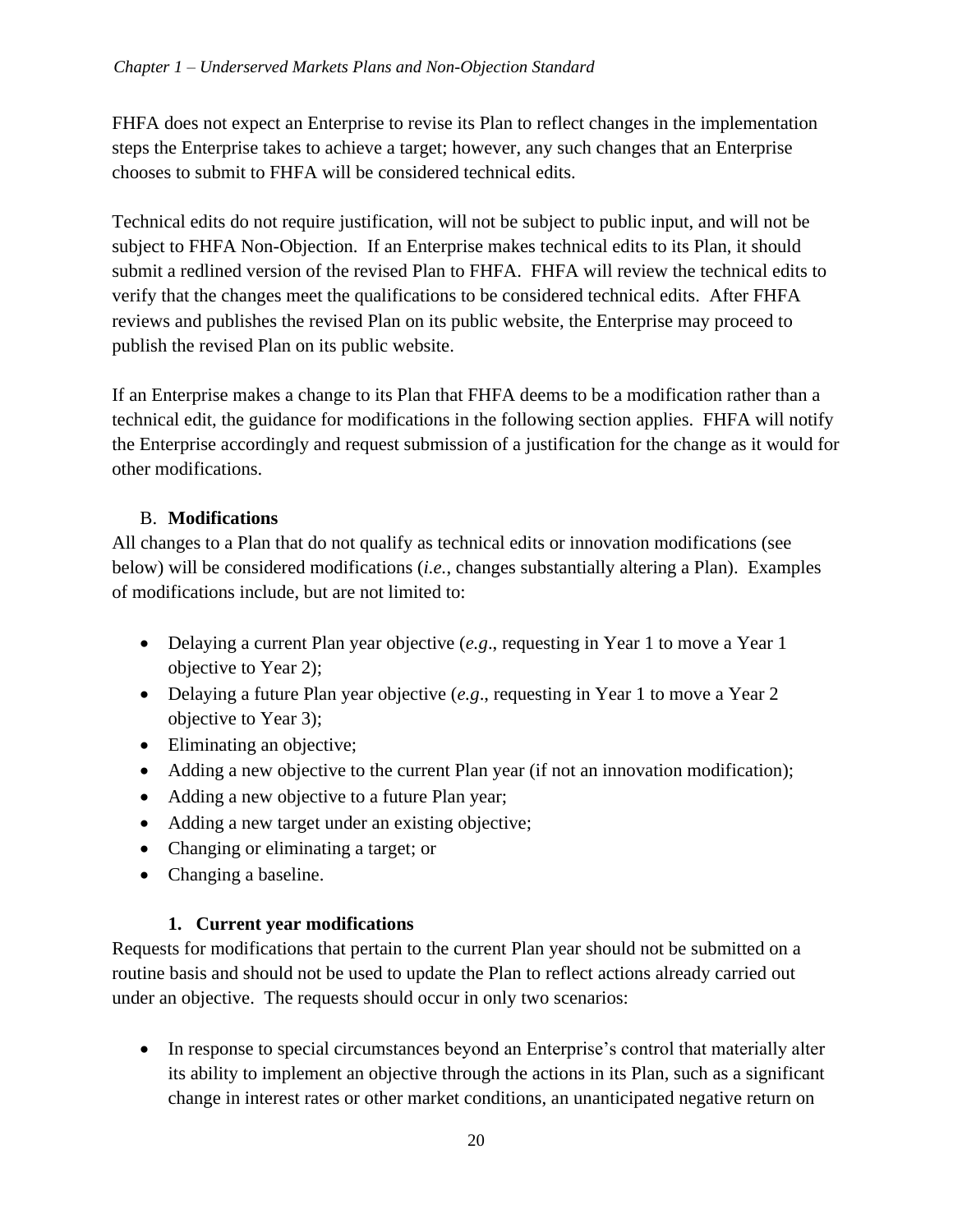FHFA does not expect an Enterprise to revise its Plan to reflect changes in the implementation steps the Enterprise takes to achieve a target; however, any such changes that an Enterprise chooses to submit to FHFA will be considered technical edits.

Technical edits do not require justification, will not be subject to public input, and will not be subject to FHFA Non-Objection. If an Enterprise makes technical edits to its Plan, it should submit a redlined version of the revised Plan to FHFA. FHFA will review the technical edits to verify that the changes meet the qualifications to be considered technical edits. After FHFA reviews and publishes the revised Plan on its public website, the Enterprise may proceed to publish the revised Plan on its public website.

If an Enterprise makes a change to its Plan that FHFA deems to be a modification rather than a technical edit, the guidance for modifications in the following section applies. FHFA will notify the Enterprise accordingly and request submission of a justification for the change as it would for other modifications.

### B. **Modifications**

All changes to a Plan that do not qualify as technical edits or innovation modifications (see below) will be considered modifications (*i.e.*, changes substantially altering a Plan). Examples of modifications include, but are not limited to:

- Delaying a current Plan year objective (*e.g*., requesting in Year 1 to move a Year 1 objective to Year 2);
- Delaying a future Plan year objective (*e.g*., requesting in Year 1 to move a Year 2 objective to Year 3);
- Eliminating an objective;
- Adding a new objective to the current Plan year (if not an innovation modification);
- Adding a new objective to a future Plan year;
- Adding a new target under an existing objective;
- Changing or eliminating a target; or
- Changing a baseline.

#### 1. **Current year modifications**

Requests for modifications that pertain to the current Plan year should not be submitted on a routine basis and should not be used to update the Plan to reflect actions already carried out under an objective. The requests should occur in only two scenarios:

- In response to special circumstances beyond an Enterprise's control that materially alter its ability to implement an objective through the actions in its Plan, such as a significant change in interest rates or other market conditions, an unanticipated negative return on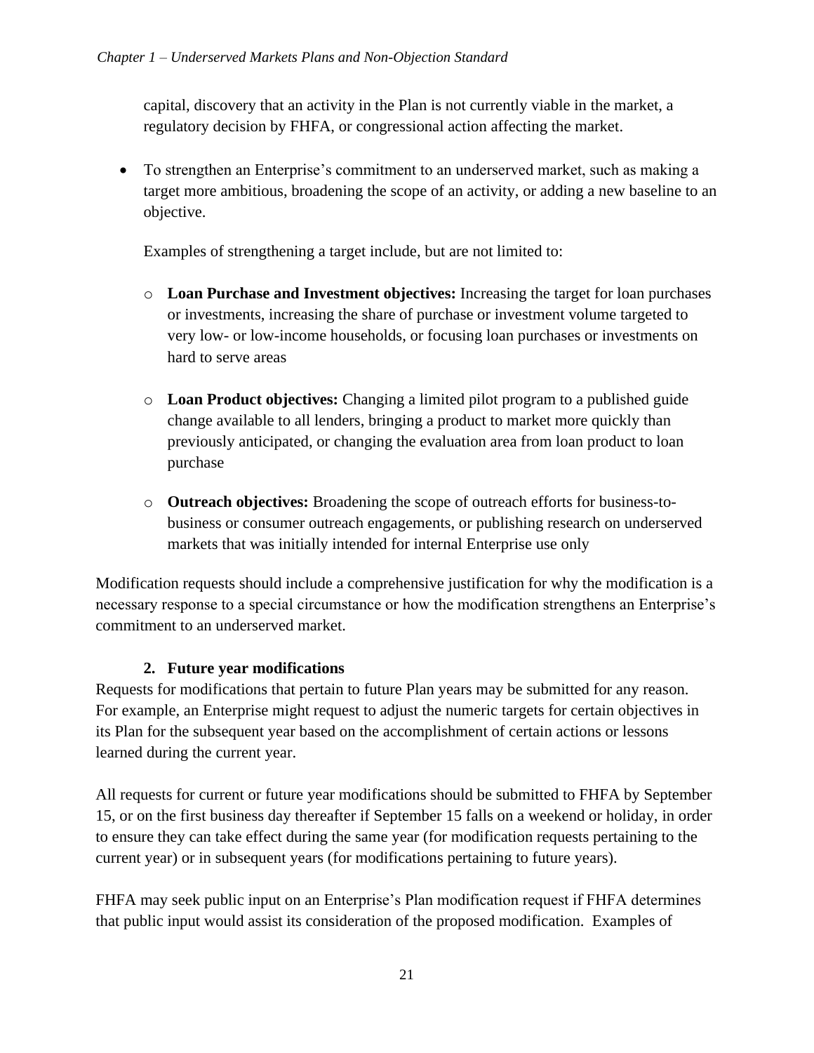capital, discovery that an activity in the Plan is not currently viable in the market, a regulatory decision by FHFA, or congressional action affecting the market.

- To strengthen an Enterprise's commitment to an underserved market, such as making a target more ambitious, broadening the scope of an activity, or adding a new baseline to an objective.

  Examples of strengthening a target include, but are not limited to:

  - **Loan Purchase and Investment objectives:** Increasing the target for loan purchases or investments, increasing the share of purchase or investment volume targeted to very low- or low-income households, or focusing loan purchases or investments on hard to serve areas
  - **Loan Product objectives:** Changing a limited pilot program to a published guide change available to all lenders, bringing a product to market more quickly than previously anticipated, or changing the evaluation area from loan product to loan purchase
  - **Outreach objectives:** Broadening the scope of outreach efforts for business-to-business or consumer outreach engagements, or publishing research on underserved markets that was initially intended for internal Enterprise use only

Modification requests should include a comprehensive justification for why the modification is a necessary response to a special circumstance or how the modification strengthens an Enterprise's commitment to an underserved market.

### 2. Future year modifications

Requests for modifications that pertain to future Plan years may be submitted for any reason. For example, an Enterprise might request to adjust the numeric targets for certain objectives in its Plan for the subsequent year based on the accomplishment of certain actions or lessons learned during the current year.

All requests for current or future year modifications should be submitted to FHFA by September 15, or on the first business day thereafter if September 15 falls on a weekend or holiday, in order to ensure they can take effect during the same year (for modification requests pertaining to the current year) or in subsequent years (for modifications pertaining to future years).

FHFA may seek public input on an Enterprise's Plan modification request if FHFA determines that public input would assist its consideration of the proposed modification. Examples of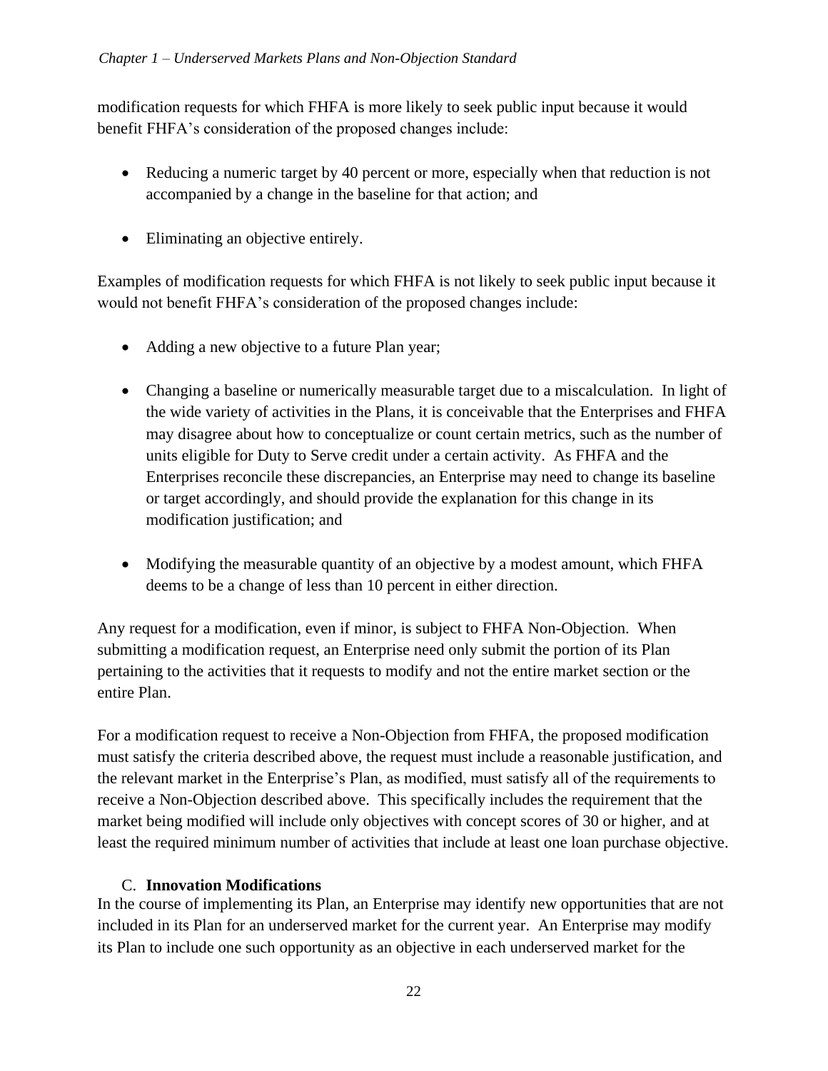modification requests for which FHFA is more likely to seek public input because it would benefit FHFA's consideration of the proposed changes include:

- Reducing a numeric target by 40 percent or more, especially when that reduction is not accompanied by a change in the baseline for that action; and
- Eliminating an objective entirely.

Examples of modification requests for which FHFA is not likely to seek public input because it would not benefit FHFA's consideration of the proposed changes include:

- Adding a new objective to a future Plan year;
- Changing a baseline or numerically measurable target due to a miscalculation. In light of the wide variety of activities in the Plans, it is conceivable that the Enterprises and FHFA may disagree about how to conceptualize or count certain metrics, such as the number of units eligible for Duty to Serve credit under a certain activity. As FHFA and the Enterprises reconcile these discrepancies, an Enterprise may need to change its baseline or target accordingly, and should provide the explanation for this change in its modification justification; and
- Modifying the measurable quantity of an objective by a modest amount, which FHFA deems to be a change of less than 10 percent in either direction.

Any request for a modification, even if minor, is subject to FHFA Non-Objection. When submitting a modification request, an Enterprise need only submit the portion of its Plan pertaining to the activities that it requests to modify and not the entire market section or the entire Plan.

For a modification request to receive a Non-Objection from FHFA, the proposed modification must satisfy the criteria described above, the request must include a reasonable justification, and the relevant market in the Enterprise's Plan, as modified, must satisfy all of the requirements to receive a Non-Objection described above. This specifically includes the requirement that the market being modified will include only objectives with concept scores of 30 or higher, and at least the required minimum number of activities that include at least one loan purchase objective.

### C. Innovation Modifications

In the course of implementing its Plan, an Enterprise may identify new opportunities that are not included in its Plan for an underserved market for the current year. An Enterprise may modify its Plan to include one such opportunity as an objective in each underserved market for the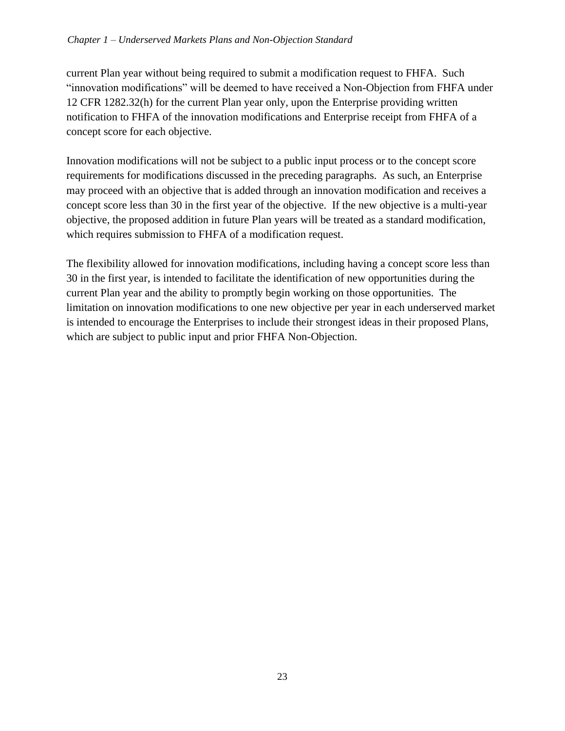current Plan year without being required to submit a modification request to FHFA.  Such "innovation modifications" will be deemed to have received a Non-Objection from FHFA under 12 CFR 1282.32(h) for the current Plan year only, upon the Enterprise providing written notification to FHFA of the innovation modifications and Enterprise receipt from FHFA of a concept score for each objective.

Innovation modifications will not be subject to a public input process or to the concept score requirements for modifications discussed in the preceding paragraphs.  As such, an Enterprise may proceed with an objective that is added through an innovation modification and receives a concept score less than 30 in the first year of the objective.  If the new objective is a multi-year objective, the proposed addition in future Plan years will be treated as a standard modification, which requires submission to FHFA of a modification request.

The flexibility allowed for innovation modifications, including having a concept score less than 30 in the first year, is intended to facilitate the identification of new opportunities during the current Plan year and the ability to promptly begin working on those opportunities.  The limitation on innovation modifications to one new objective per year in each underserved market is intended to encourage the Enterprises to include their strongest ideas in their proposed Plans, which are subject to public input and prior FHFA Non-Objection.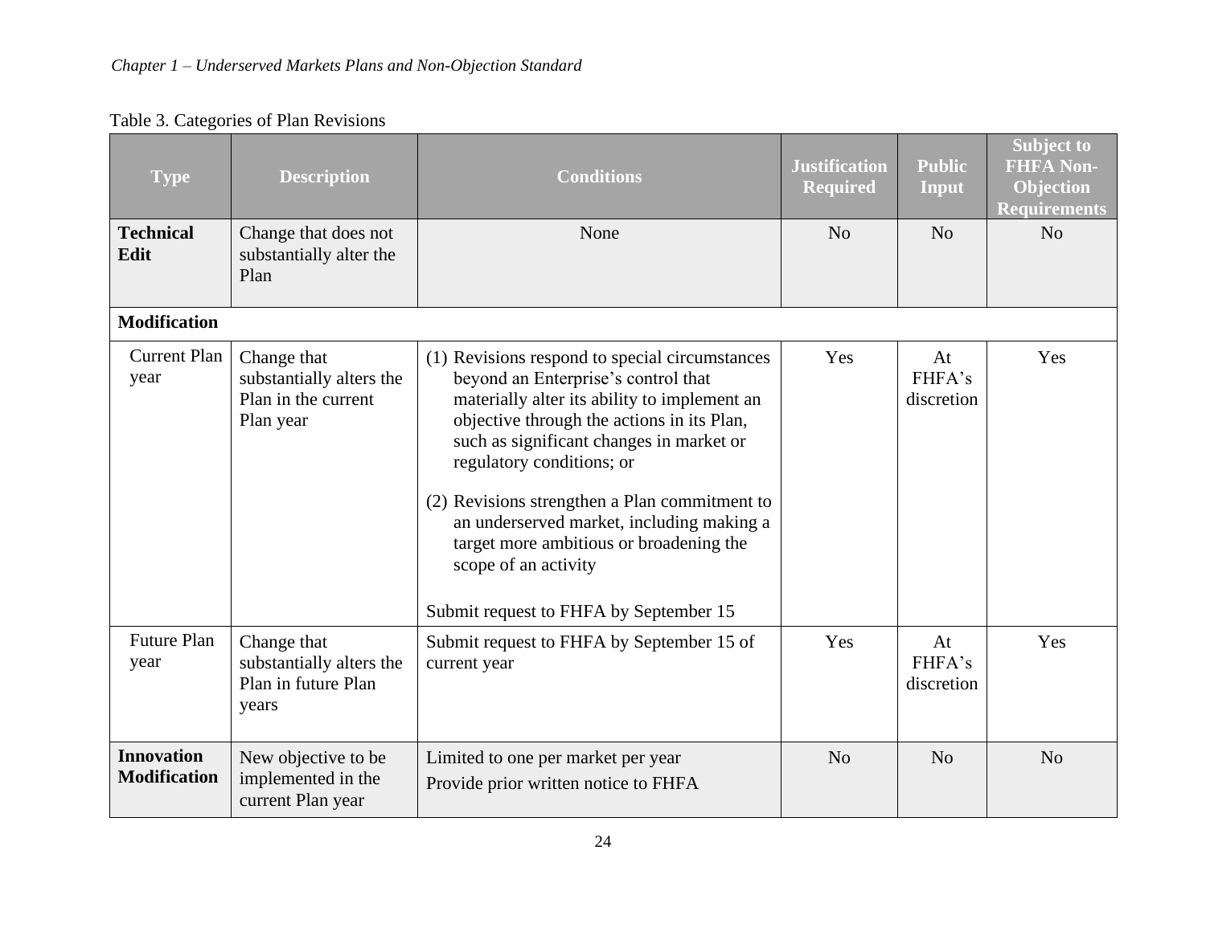Table 3. Categories of Plan Revisions

| Type | Description | Conditions | Justification Required | Public Input | Subject to FHFA Non-Objection Requirements |
|---|---|---|---|---|---|
| **Technical Edit** | Change that does not substantially alter the Plan | None | No | No | No |
| **Modification** | | | | | |
| Current Plan year | Change that substantially alters the Plan in the current Plan year | (1) Revisions respond to special circumstances beyond an Enterprise's control that materially alter its ability to implement an objective through the actions in its Plan, such as significant changes in market or regulatory conditions; or (2) Revisions strengthen a Plan commitment to an underserved market, including making a target more ambitious or broadening the scope of an activity. Submit request to FHFA by September 15 | Yes | At FHFA's discretion | Yes |
| Future Plan year | Change that substantially alters the Plan in future Plan years | Submit request to FHFA by September 15 of current year | Yes | At FHFA's discretion | Yes |
| **Innovation Modification** | New objective to be implemented in the current Plan year | Limited to one per market per year. Provide prior written notice to FHFA | No | No | No |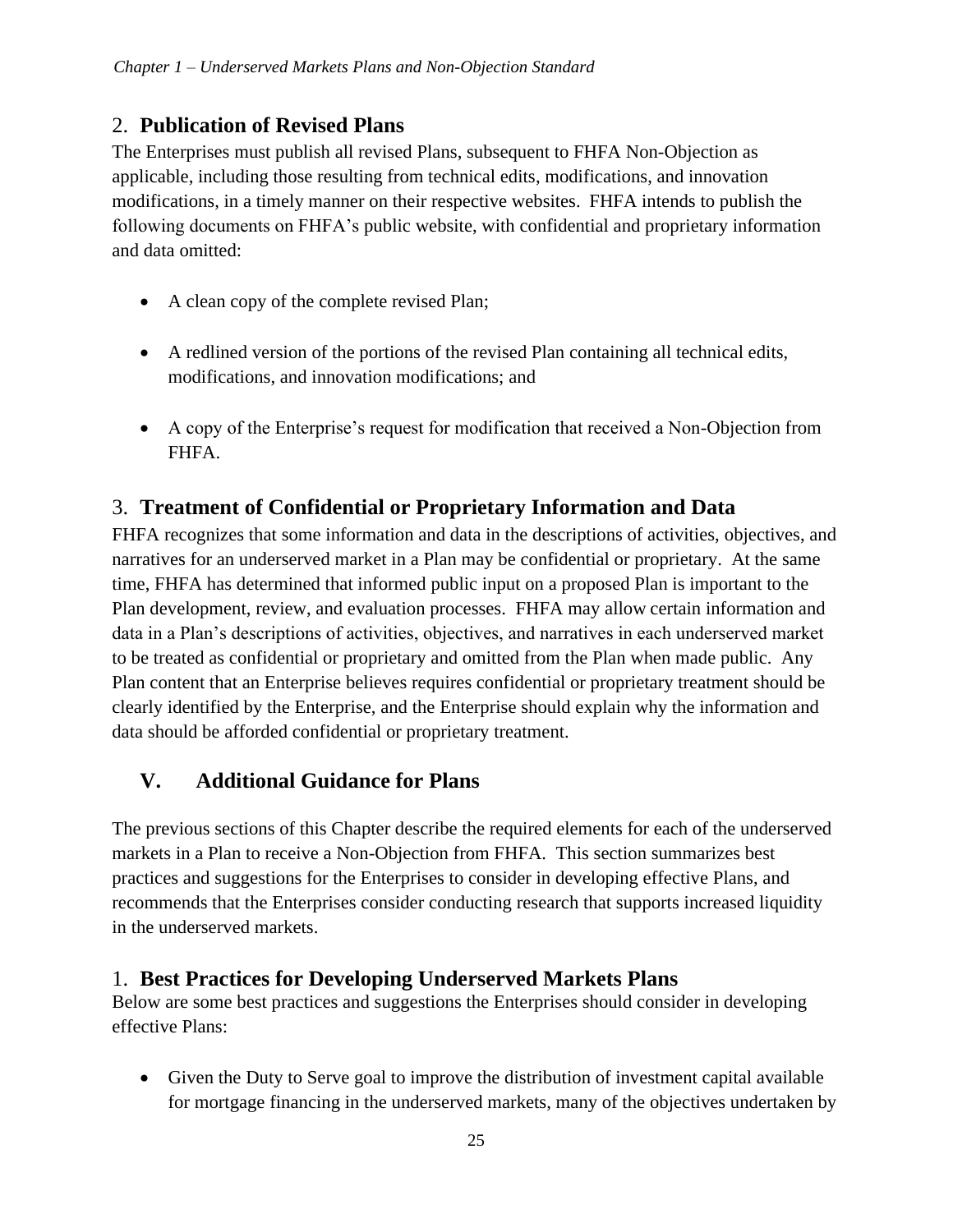## 2. Publication of Revised Plans

The Enterprises must publish all revised Plans, subsequent to FHFA Non-Objection as applicable, including those resulting from technical edits, modifications, and innovation modifications, in a timely manner on their respective websites. FHFA intends to publish the following documents on FHFA's public website, with confidential and proprietary information and data omitted:

- A clean copy of the complete revised Plan;
- A redlined version of the portions of the revised Plan containing all technical edits, modifications, and innovation modifications; and
- A copy of the Enterprise's request for modification that received a Non-Objection from FHFA.

## 3. Treatment of Confidential or Proprietary Information and Data

FHFA recognizes that some information and data in the descriptions of activities, objectives, and narratives for an underserved market in a Plan may be confidential or proprietary. At the same time, FHFA has determined that informed public input on a proposed Plan is important to the Plan development, review, and evaluation processes. FHFA may allow certain information and data in a Plan's descriptions of activities, objectives, and narratives in each underserved market to be treated as confidential or proprietary and omitted from the Plan when made public. Any Plan content that an Enterprise believes requires confidential or proprietary treatment should be clearly identified by the Enterprise, and the Enterprise should explain why the information and data should be afforded confidential or proprietary treatment.

# V. Additional Guidance for Plans

The previous sections of this Chapter describe the required elements for each of the underserved markets in a Plan to receive a Non-Objection from FHFA. This section summarizes best practices and suggestions for the Enterprises to consider in developing effective Plans, and recommends that the Enterprises consider conducting research that supports increased liquidity in the underserved markets.

## 1. Best Practices for Developing Underserved Markets Plans

Below are some best practices and suggestions the Enterprises should consider in developing effective Plans:

- Given the Duty to Serve goal to improve the distribution of investment capital available for mortgage financing in the underserved markets, many of the objectives undertaken by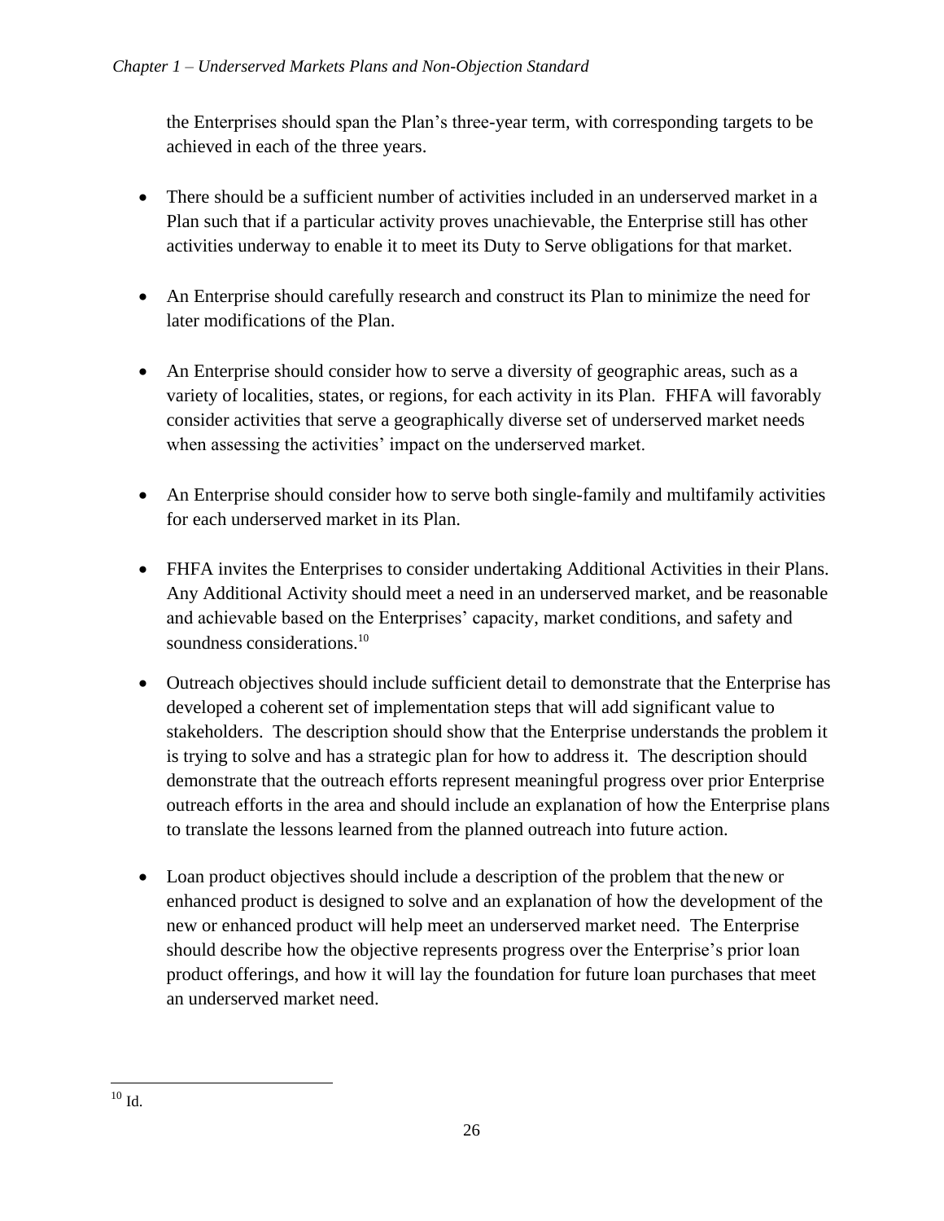the Enterprises should span the Plan's three-year term, with corresponding targets to be achieved in each of the three years.

- There should be a sufficient number of activities included in an underserved market in a Plan such that if a particular activity proves unachievable, the Enterprise still has other activities underway to enable it to meet its Duty to Serve obligations for that market.

- An Enterprise should carefully research and construct its Plan to minimize the need for later modifications of the Plan.

- An Enterprise should consider how to serve a diversity of geographic areas, such as a variety of localities, states, or regions, for each activity in its Plan. FHFA will favorably consider activities that serve a geographically diverse set of underserved market needs when assessing the activities' impact on the underserved market.

- An Enterprise should consider how to serve both single-family and multifamily activities for each underserved market in its Plan.

- FHFA invites the Enterprises to consider undertaking Additional Activities in their Plans. Any Additional Activity should meet a need in an underserved market, and be reasonable and achievable based on the Enterprises' capacity, market conditions, and safety and soundness considerations.[10]

- Outreach objectives should include sufficient detail to demonstrate that the Enterprise has developed a coherent set of implementation steps that will add significant value to stakeholders. The description should show that the Enterprise understands the problem it is trying to solve and has a strategic plan for how to address it. The description should demonstrate that the outreach efforts represent meaningful progress over prior Enterprise outreach efforts in the area and should include an explanation of how the Enterprise plans to translate the lessons learned from the planned outreach into future action.

- Loan product objectives should include a description of the problem that the new or enhanced product is designed to solve and an explanation of how the development of the new or enhanced product will help meet an underserved market need. The Enterprise should describe how the objective represents progress over the Enterprise's prior loan product offerings, and how it will lay the foundation for future loan purchases that meet an underserved market need.

---

[10] Id.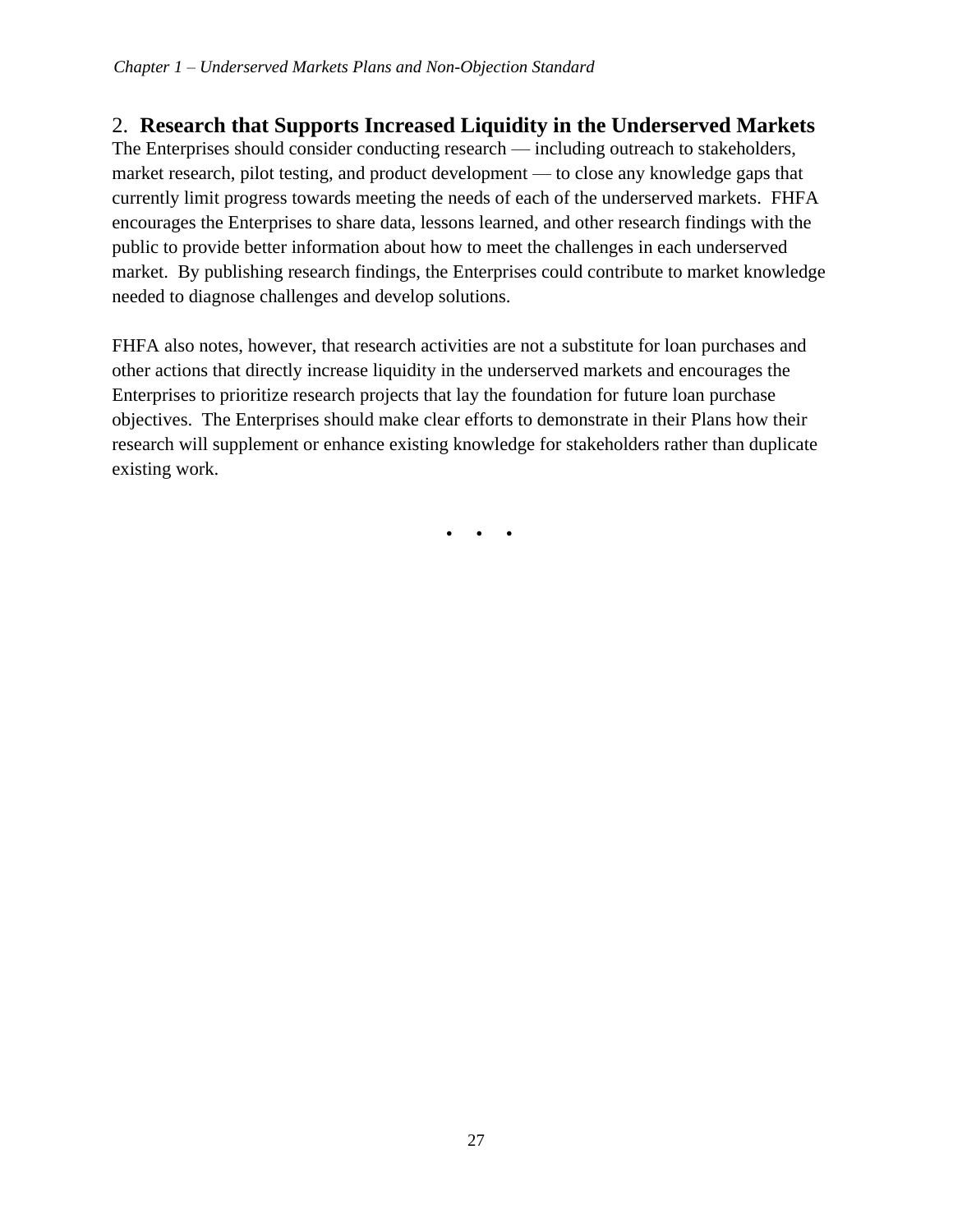## 2. **Research that Supports Increased Liquidity in the Underserved Markets**

The Enterprises should consider conducting research — including outreach to stakeholders, market research, pilot testing, and product development — to close any knowledge gaps that currently limit progress towards meeting the needs of each of the underserved markets. FHFA encourages the Enterprises to share data, lessons learned, and other research findings with the public to provide better information about how to meet the challenges in each underserved market. By publishing research findings, the Enterprises could contribute to market knowledge needed to diagnose challenges and develop solutions.

FHFA also notes, however, that research activities are not a substitute for loan purchases and other actions that directly increase liquidity in the underserved markets and encourages the Enterprises to prioritize research projects that lay the foundation for future loan purchase objectives. The Enterprises should make clear efforts to demonstrate in their Plans how their research will supplement or enhance existing knowledge for stakeholders rather than duplicate existing work.

• • •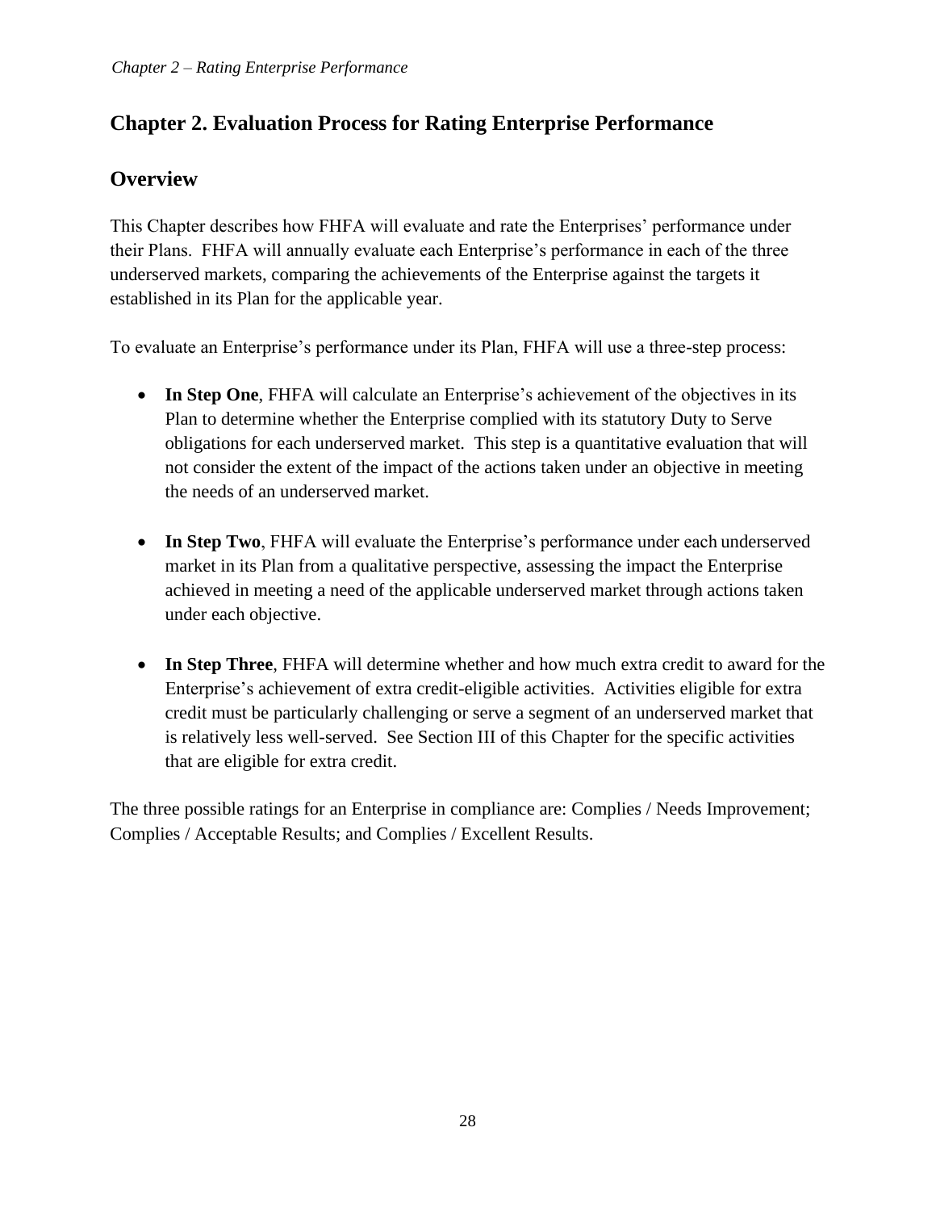## Chapter 2. Evaluation Process for Rating Enterprise Performance

### Overview

This Chapter describes how FHFA will evaluate and rate the Enterprises' performance under their Plans. FHFA will annually evaluate each Enterprise's performance in each of the three underserved markets, comparing the achievements of the Enterprise against the targets it established in its Plan for the applicable year.

To evaluate an Enterprise's performance under its Plan, FHFA will use a three-step process:

- **In Step One**, FHFA will calculate an Enterprise's achievement of the objectives in its Plan to determine whether the Enterprise complied with its statutory Duty to Serve obligations for each underserved market. This step is a quantitative evaluation that will not consider the extent of the impact of the actions taken under an objective in meeting the needs of an underserved market.

- **In Step Two**, FHFA will evaluate the Enterprise's performance under each underserved market in its Plan from a qualitative perspective, assessing the impact the Enterprise achieved in meeting a need of the applicable underserved market through actions taken under each objective.

- **In Step Three**, FHFA will determine whether and how much extra credit to award for the Enterprise's achievement of extra credit-eligible activities. Activities eligible for extra credit must be particularly challenging or serve a segment of an underserved market that is relatively less well-served. See Section III of this Chapter for the specific activities that are eligible for extra credit.

The three possible ratings for an Enterprise in compliance are: Complies / Needs Improvement; Complies / Acceptable Results; and Complies / Excellent Results.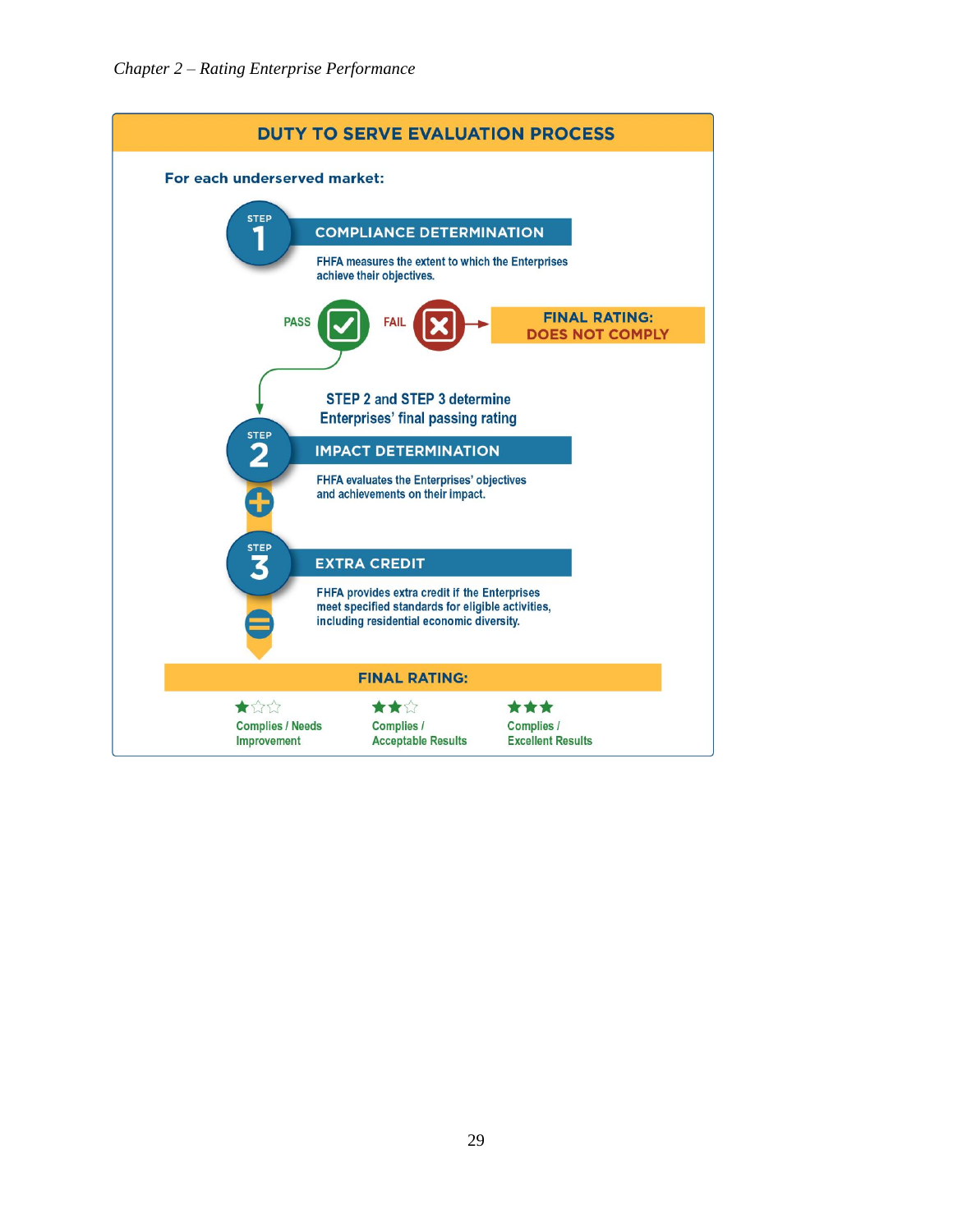## DUTY TO SERVE EVALUATION PROCESS

**For each underserved market:**

**STEP 1 — COMPLIANCE DETERMINATION**

FHFA measures the extent to which the Enterprises achieve their objectives.

PASS / FAIL

**FINAL RATING: DOES NOT COMPLY**

STEP 2 and STEP 3 determine Enterprises' final passing rating

**STEP 2 — IMPACT DETERMINATION**

FHFA evaluates the Enterprises' objectives and achievements on their impact.

+

**STEP 3 — EXTRA CREDIT**

FHFA provides extra credit if the Enterprises meet specified standards for eligible activities, including residential economic diversity.

=

**FINAL RATING:**

| ★☆☆ | ★★☆ | ★★★ |
|---|---|---|
| Complies / Needs Improvement | Complies / Acceptable Results | Complies / Excellent Results |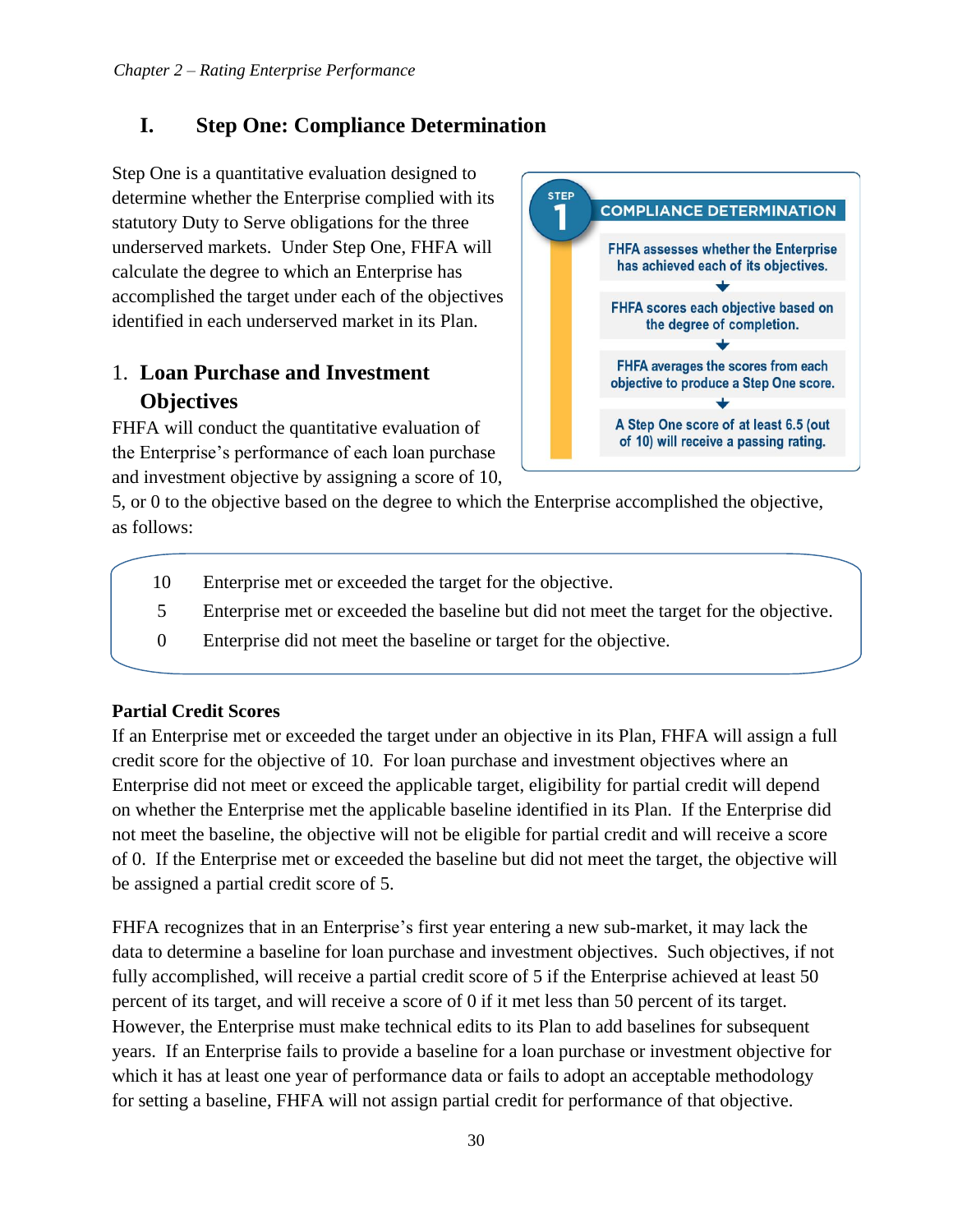## I. Step One: Compliance Determination

Step One is a quantitative evaluation designed to determine whether the Enterprise complied with its statutory Duty to Serve obligations for the three underserved markets. Under Step One, FHFA will calculate the degree to which an Enterprise has accomplished the target under each of the objectives identified in each underserved market in its Plan.

**STEP 1 — COMPLIANCE DETERMINATION**

- FHFA assesses whether the Enterprise has achieved each of its objectives.
- FHFA scores each objective based on the degree of completion.
- FHFA averages the scores from each objective to produce a Step One score.
- A Step One score of at least 6.5 (out of 10) will receive a passing rating.

### 1. Loan Purchase and Investment Objectives

FHFA will conduct the quantitative evaluation of the Enterprise's performance of each loan purchase and investment objective by assigning a score of 10, 5, or 0 to the objective based on the degree to which the Enterprise accomplished the objective, as follows:

| Score | Description |
|---|---|
| 10 | Enterprise met or exceeded the target for the objective. |
| 5 | Enterprise met or exceeded the baseline but did not meet the target for the objective. |
| 0 | Enterprise did not meet the baseline or target for the objective. |

**Partial Credit Scores**

If an Enterprise met or exceeded the target under an objective in its Plan, FHFA will assign a full credit score for the objective of 10. For loan purchase and investment objectives where an Enterprise did not meet or exceed the applicable target, eligibility for partial credit will depend on whether the Enterprise met the applicable baseline identified in its Plan. If the Enterprise did not meet the baseline, the objective will not be eligible for partial credit and will receive a score of 0. If the Enterprise met or exceeded the baseline but did not meet the target, the objective will be assigned a partial credit score of 5.

FHFA recognizes that in an Enterprise's first year entering a new sub-market, it may lack the data to determine a baseline for loan purchase and investment objectives. Such objectives, if not fully accomplished, will receive a partial credit score of 5 if the Enterprise achieved at least 50 percent of its target, and will receive a score of 0 if it met less than 50 percent of its target. However, the Enterprise must make technical edits to its Plan to add baselines for subsequent years. If an Enterprise fails to provide a baseline for a loan purchase or investment objective for which it has at least one year of performance data or fails to adopt an acceptable methodology for setting a baseline, FHFA will not assign partial credit for performance of that objective.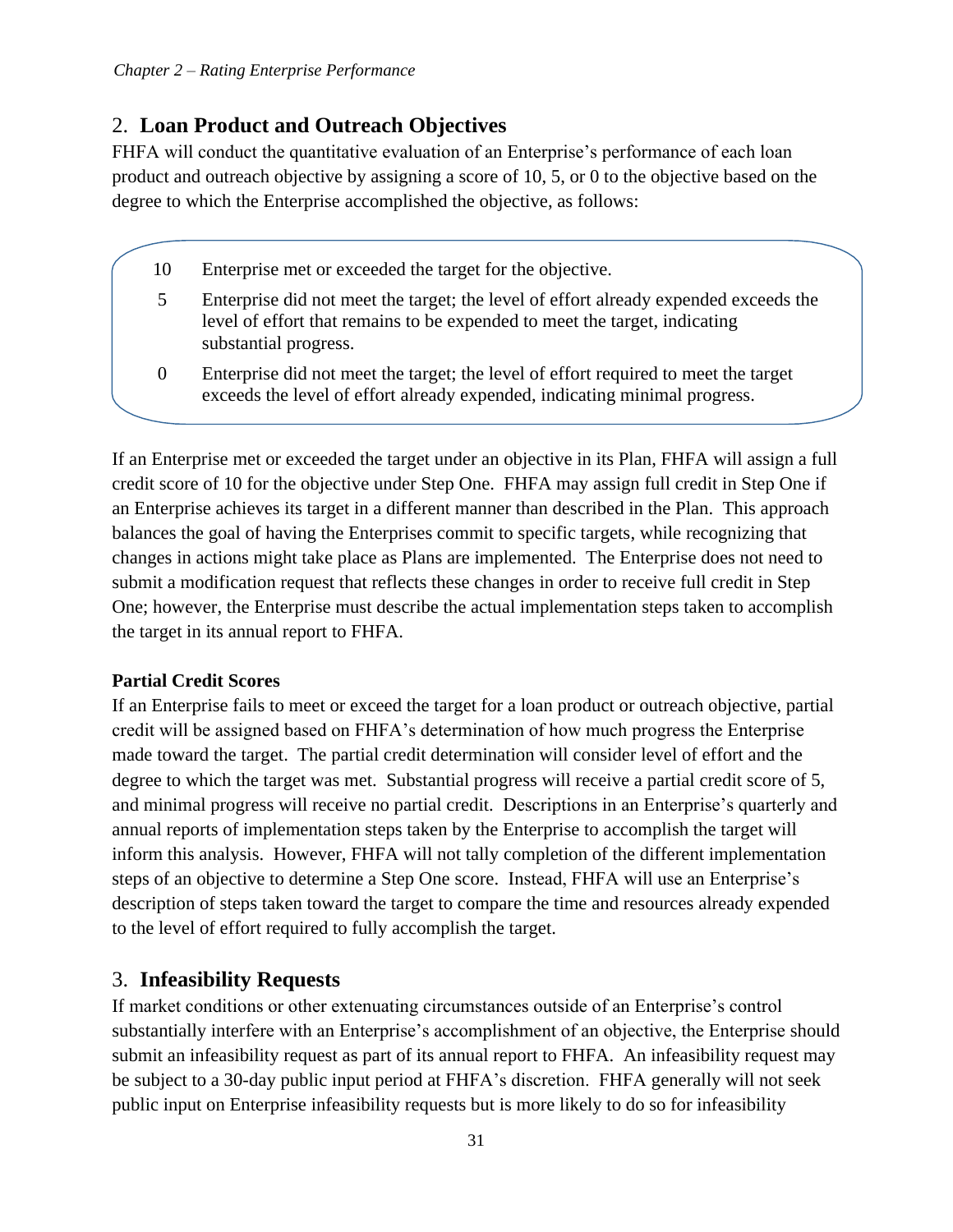## 2. **Loan Product and Outreach Objectives**

FHFA will conduct the quantitative evaluation of an Enterprise's performance of each loan product and outreach objective by assigning a score of 10, 5, or 0 to the objective based on the degree to which the Enterprise accomplished the objective, as follows:

| Score | Description |
|---|---|
| 10 | Enterprise met or exceeded the target for the objective. |
| 5 | Enterprise did not meet the target; the level of effort already expended exceeds the level of effort that remains to be expended to meet the target, indicating substantial progress. |
| 0 | Enterprise did not meet the target; the level of effort required to meet the target exceeds the level of effort already expended, indicating minimal progress. |

If an Enterprise met or exceeded the target under an objective in its Plan, FHFA will assign a full credit score of 10 for the objective under Step One. FHFA may assign full credit in Step One if an Enterprise achieves its target in a different manner than described in the Plan. This approach balances the goal of having the Enterprises commit to specific targets, while recognizing that changes in actions might take place as Plans are implemented. The Enterprise does not need to submit a modification request that reflects these changes in order to receive full credit in Step One; however, the Enterprise must describe the actual implementation steps taken to accomplish the target in its annual report to FHFA.

**Partial Credit Scores**

If an Enterprise fails to meet or exceed the target for a loan product or outreach objective, partial credit will be assigned based on FHFA's determination of how much progress the Enterprise made toward the target. The partial credit determination will consider level of effort and the degree to which the target was met. Substantial progress will receive a partial credit score of 5, and minimal progress will receive no partial credit. Descriptions in an Enterprise's quarterly and annual reports of implementation steps taken by the Enterprise to accomplish the target will inform this analysis. However, FHFA will not tally completion of the different implementation steps of an objective to determine a Step One score. Instead, FHFA will use an Enterprise's description of steps taken toward the target to compare the time and resources already expended to the level of effort required to fully accomplish the target.

## 3. **Infeasibility Requests**

If market conditions or other extenuating circumstances outside of an Enterprise's control substantially interfere with an Enterprise's accomplishment of an objective, the Enterprise should submit an infeasibility request as part of its annual report to FHFA. An infeasibility request may be subject to a 30-day public input period at FHFA's discretion. FHFA generally will not seek public input on Enterprise infeasibility requests but is more likely to do so for infeasibility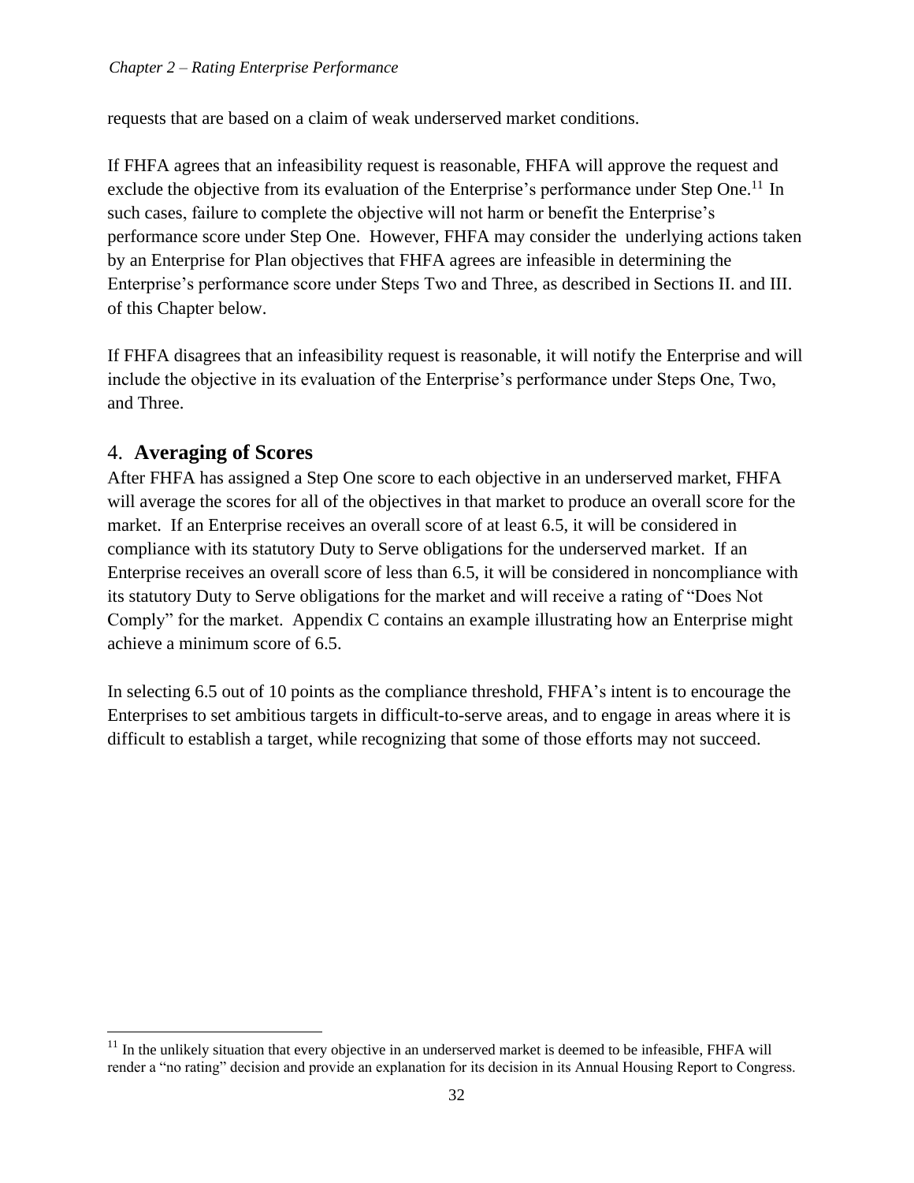requests that are based on a claim of weak underserved market conditions.

If FHFA agrees that an infeasibility request is reasonable, FHFA will approve the request and exclude the objective from its evaluation of the Enterprise's performance under Step One.[11] In such cases, failure to complete the objective will not harm or benefit the Enterprise's performance score under Step One. However, FHFA may consider the underlying actions taken by an Enterprise for Plan objectives that FHFA agrees are infeasible in determining the Enterprise's performance score under Steps Two and Three, as described in Sections II. and III. of this Chapter below.

If FHFA disagrees that an infeasibility request is reasonable, it will notify the Enterprise and will include the objective in its evaluation of the Enterprise's performance under Steps One, Two, and Three.

## 4. Averaging of Scores

After FHFA has assigned a Step One score to each objective in an underserved market, FHFA will average the scores for all of the objectives in that market to produce an overall score for the market. If an Enterprise receives an overall score of at least 6.5, it will be considered in compliance with its statutory Duty to Serve obligations for the underserved market. If an Enterprise receives an overall score of less than 6.5, it will be considered in noncompliance with its statutory Duty to Serve obligations for the market and will receive a rating of "Does Not Comply" for the market. Appendix C contains an example illustrating how an Enterprise might achieve a minimum score of 6.5.

In selecting 6.5 out of 10 points as the compliance threshold, FHFA's intent is to encourage the Enterprises to set ambitious targets in difficult-to-serve areas, and to engage in areas where it is difficult to establish a target, while recognizing that some of those efforts may not succeed.

[11] In the unlikely situation that every objective in an underserved market is deemed to be infeasible, FHFA will render a "no rating" decision and provide an explanation for its decision in its Annual Housing Report to Congress.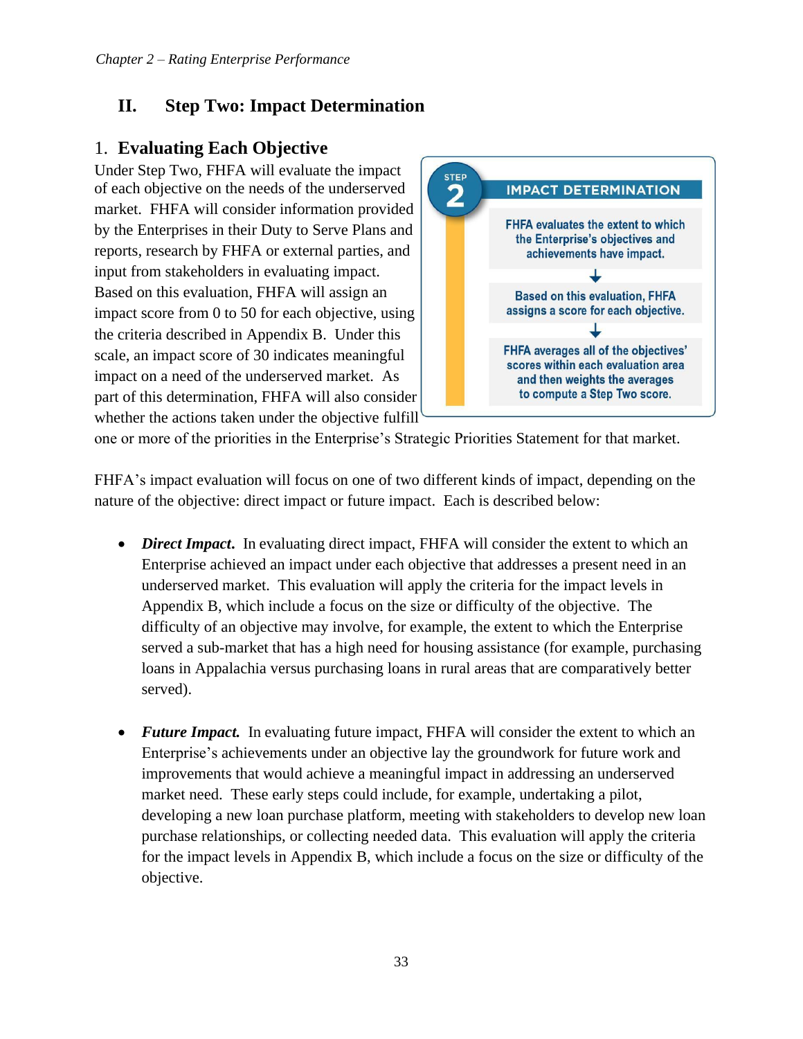## II. Step Two: Impact Determination

### 1. Evaluating Each Objective

Under Step Two, FHFA will evaluate the impact of each objective on the needs of the underserved market. FHFA will consider information provided by the Enterprises in their Duty to Serve Plans and reports, research by FHFA or external parties, and input from stakeholders in evaluating impact. Based on this evaluation, FHFA will assign an impact score from 0 to 50 for each objective, using the criteria described in Appendix B. Under this scale, an impact score of 30 indicates meaningful impact on a need of the underserved market. As part of this determination, FHFA will also consider whether the actions taken under the objective fulfill one or more of the priorities in the Enterprise's Strategic Priorities Statement for that market.

**STEP 2 — IMPACT DETERMINATION**

FHFA evaluates the extent to which the Enterprise's objectives and achievements have impact.

↓

Based on this evaluation, FHFA assigns a score for each objective.

↓

FHFA averages all of the objectives' scores within each evaluation area and then weights the averages to compute a Step Two score.

FHFA's impact evaluation will focus on one of two different kinds of impact, depending on the nature of the objective: direct impact or future impact. Each is described below:

- ***Direct Impact.*** In evaluating direct impact, FHFA will consider the extent to which an Enterprise achieved an impact under each objective that addresses a present need in an underserved market. This evaluation will apply the criteria for the impact levels in Appendix B, which include a focus on the size or difficulty of the objective. The difficulty of an objective may involve, for example, the extent to which the Enterprise served a sub-market that has a high need for housing assistance (for example, purchasing loans in Appalachia versus purchasing loans in rural areas that are comparatively better served).

- ***Future Impact.*** In evaluating future impact, FHFA will consider the extent to which an Enterprise's achievements under an objective lay the groundwork for future work and improvements that would achieve a meaningful impact in addressing an underserved market need. These early steps could include, for example, undertaking a pilot, developing a new loan purchase platform, meeting with stakeholders to develop new loan purchase relationships, or collecting needed data. This evaluation will apply the criteria for the impact levels in Appendix B, which include a focus on the size or difficulty of the objective.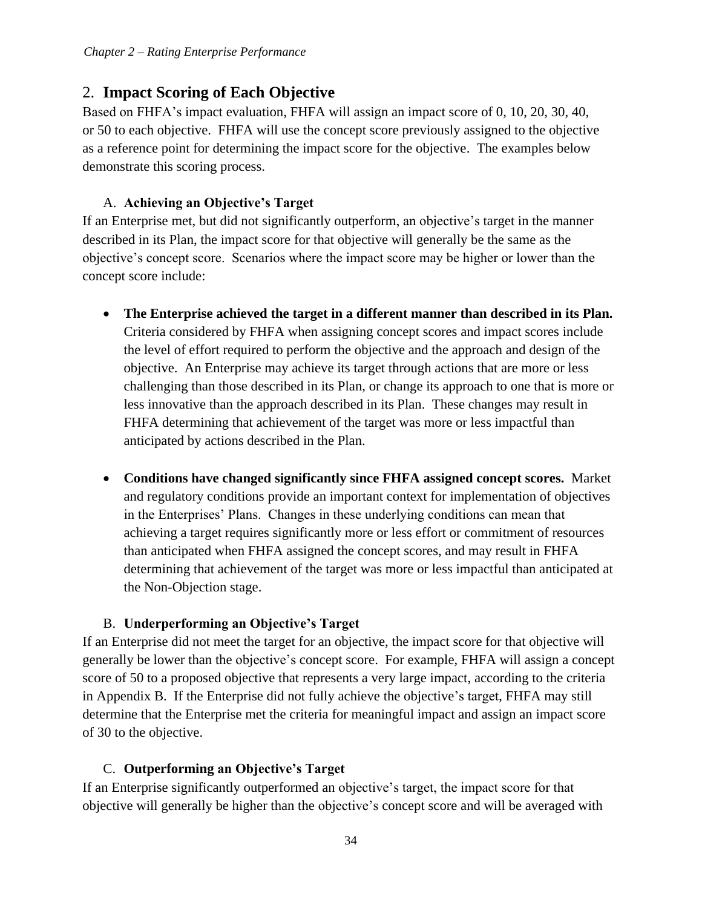## 2. Impact Scoring of Each Objective

Based on FHFA's impact evaluation, FHFA will assign an impact score of 0, 10, 20, 30, 40, or 50 to each objective. FHFA will use the concept score previously assigned to the objective as a reference point for determining the impact score for the objective. The examples below demonstrate this scoring process.

### A. Achieving an Objective's Target

If an Enterprise met, but did not significantly outperform, an objective's target in the manner described in its Plan, the impact score for that objective will generally be the same as the objective's concept score. Scenarios where the impact score may be higher or lower than the concept score include:

- **The Enterprise achieved the target in a different manner than described in its Plan.** Criteria considered by FHFA when assigning concept scores and impact scores include the level of effort required to perform the objective and the approach and design of the objective. An Enterprise may achieve its target through actions that are more or less challenging than those described in its Plan, or change its approach to one that is more or less innovative than the approach described in its Plan. These changes may result in FHFA determining that achievement of the target was more or less impactful than anticipated by actions described in the Plan.

- **Conditions have changed significantly since FHFA assigned concept scores.** Market and regulatory conditions provide an important context for implementation of objectives in the Enterprises' Plans. Changes in these underlying conditions can mean that achieving a target requires significantly more or less effort or commitment of resources than anticipated when FHFA assigned the concept scores, and may result in FHFA determining that achievement of the target was more or less impactful than anticipated at the Non-Objection stage.

### B. Underperforming an Objective's Target

If an Enterprise did not meet the target for an objective, the impact score for that objective will generally be lower than the objective's concept score. For example, FHFA will assign a concept score of 50 to a proposed objective that represents a very large impact, according to the criteria in Appendix B. If the Enterprise did not fully achieve the objective's target, FHFA may still determine that the Enterprise met the criteria for meaningful impact and assign an impact score of 30 to the objective.

### C. Outperforming an Objective's Target

If an Enterprise significantly outperformed an objective's target, the impact score for that objective will generally be higher than the objective's concept score and will be averaged with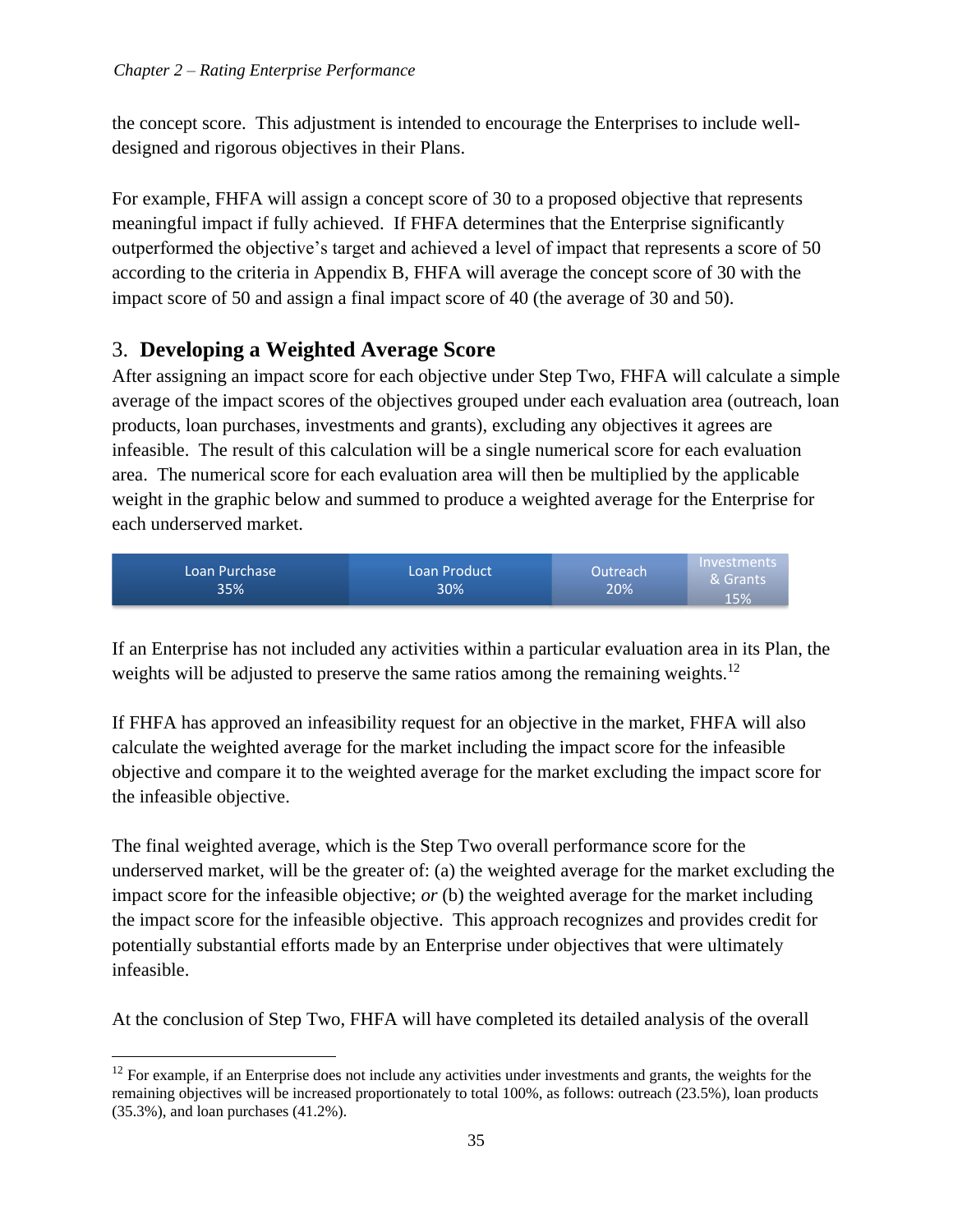the concept score. This adjustment is intended to encourage the Enterprises to include well-designed and rigorous objectives in their Plans.

For example, FHFA will assign a concept score of 30 to a proposed objective that represents meaningful impact if fully achieved. If FHFA determines that the Enterprise significantly outperformed the objective's target and achieved a level of impact that represents a score of 50 according to the criteria in Appendix B, FHFA will average the concept score of 30 with the impact score of 50 and assign a final impact score of 40 (the average of 30 and 50).

## 3. Developing a Weighted Average Score

After assigning an impact score for each objective under Step Two, FHFA will calculate a simple average of the impact scores of the objectives grouped under each evaluation area (outreach, loan products, loan purchases, investments and grants), excluding any objectives it agrees are infeasible. The result of this calculation will be a single numerical score for each evaluation area. The numerical score for each evaluation area will then be multiplied by the applicable weight in the graphic below and summed to produce a weighted average for the Enterprise for each underserved market.

| Loan Purchase | Loan Product | Outreach | Investments & Grants |
|---|---|---|---|
| 35% | 30% | 20% | 15% |

If an Enterprise has not included any activities within a particular evaluation area in its Plan, the weights will be adjusted to preserve the same ratios among the remaining weights.[12]

If FHFA has approved an infeasibility request for an objective in the market, FHFA will also calculate the weighted average for the market including the impact score for the infeasible objective and compare it to the weighted average for the market excluding the impact score for the infeasible objective.

The final weighted average, which is the Step Two overall performance score for the underserved market, will be the greater of: (a) the weighted average for the market excluding the impact score for the infeasible objective; *or* (b) the weighted average for the market including the impact score for the infeasible objective. This approach recognizes and provides credit for potentially substantial efforts made by an Enterprise under objectives that were ultimately infeasible.

At the conclusion of Step Two, FHFA will have completed its detailed analysis of the overall

[12] For example, if an Enterprise does not include any activities under investments and grants, the weights for the remaining objectives will be increased proportionately to total 100%, as follows: outreach (23.5%), loan products (35.3%), and loan purchases (41.2%).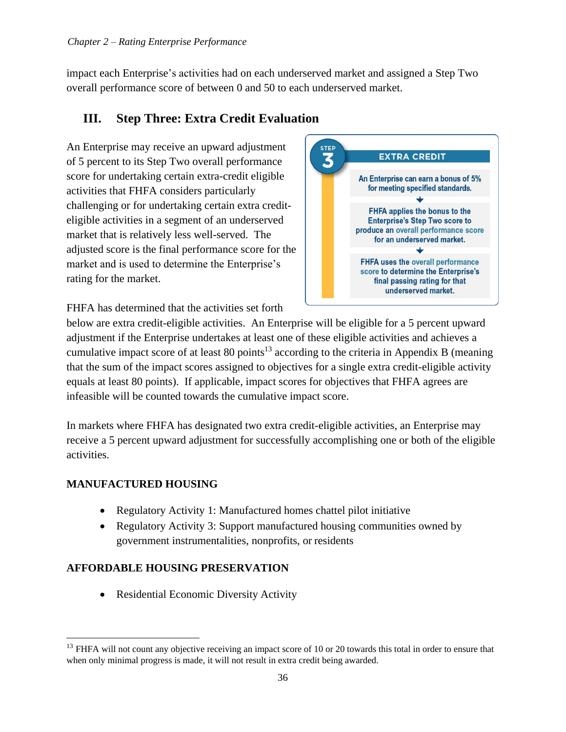impact each Enterprise's activities had on each underserved market and assigned a Step Two overall performance score of between 0 and 50 to each underserved market.

## III. Step Three: Extra Credit Evaluation

An Enterprise may receive an upward adjustment of 5 percent to its Step Two overall performance score for undertaking certain extra-credit eligible activities that FHFA considers particularly challenging or for undertaking certain extra credit-eligible activities in a segment of an underserved market that is relatively less well-served. The adjusted score is the final performance score for the market and is used to determine the Enterprise's rating for the market.

STEP 3

**EXTRA CREDIT**

An Enterprise can earn a bonus of 5% for meeting specified standards.

↓

FHFA applies the bonus to the Enterprise's Step Two score to produce an overall performance score for an underserved market.

↓

FHFA uses the overall performance score to determine the Enterprise's final passing rating for that underserved market.

FHFA has determined that the activities set forth below are extra credit-eligible activities. An Enterprise will be eligible for a 5 percent upward adjustment if the Enterprise undertakes at least one of these eligible activities and achieves a cumulative impact score of at least 80 points[13] according to the criteria in Appendix B (meaning that the sum of the impact scores assigned to objectives for a single extra credit-eligible activity equals at least 80 points). If applicable, impact scores for objectives that FHFA agrees are infeasible will be counted towards the cumulative impact score.

In markets where FHFA has designated two extra credit-eligible activities, an Enterprise may receive a 5 percent upward adjustment for successfully accomplishing one or both of the eligible activities.

**MANUFACTURED HOUSING**

- Regulatory Activity 1: Manufactured homes chattel pilot initiative
- Regulatory Activity 3: Support manufactured housing communities owned by government instrumentalities, nonprofits, or residents

**AFFORDABLE HOUSING PRESERVATION**

- Residential Economic Diversity Activity

---

[13] FHFA will not count any objective receiving an impact score of 10 or 20 towards this total in order to ensure that when only minimal progress is made, it will not result in extra credit being awarded.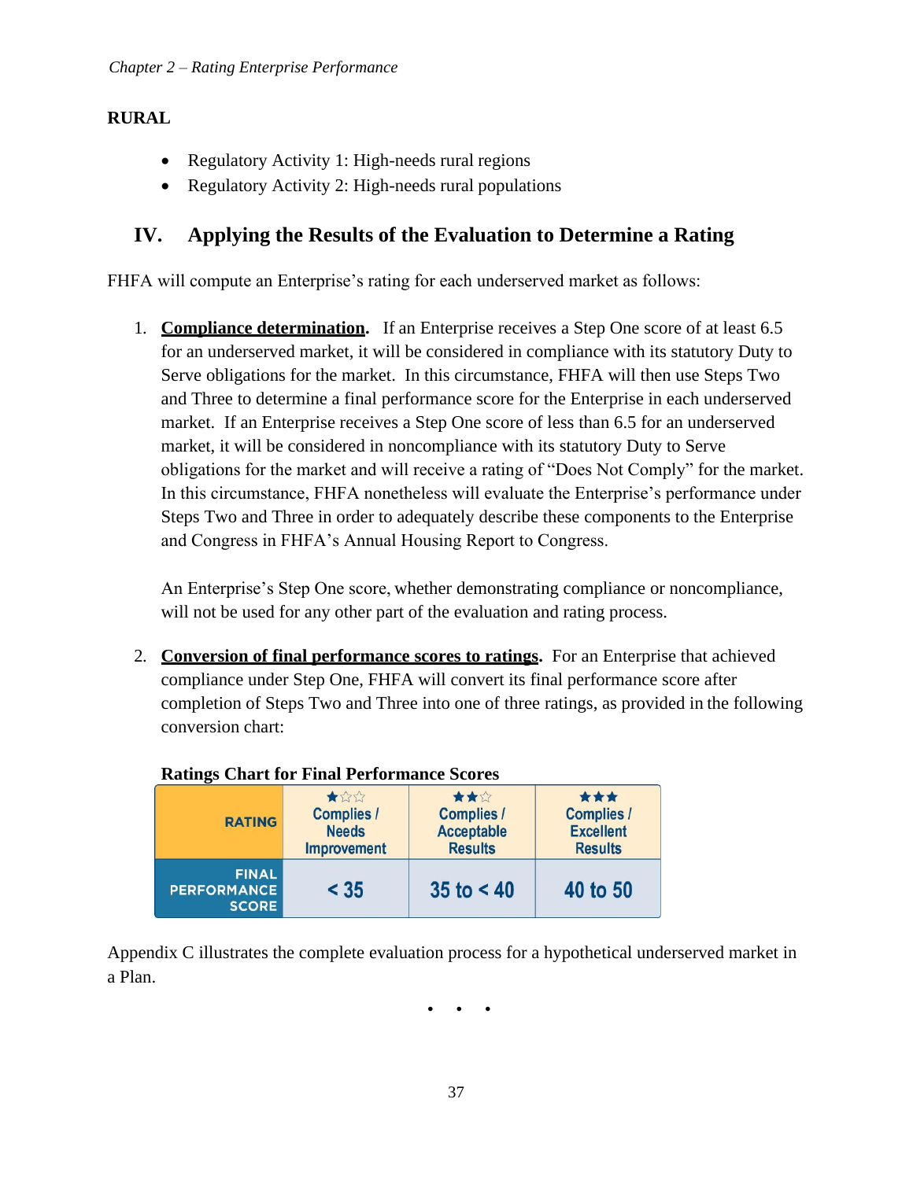**RURAL**

- Regulatory Activity 1: High-needs rural regions
- Regulatory Activity 2: High-needs rural populations

## IV. Applying the Results of the Evaluation to Determine a Rating

FHFA will compute an Enterprise's rating for each underserved market as follows:

1. **Compliance determination.** If an Enterprise receives a Step One score of at least 6.5 for an underserved market, it will be considered in compliance with its statutory Duty to Serve obligations for the market. In this circumstance, FHFA will then use Steps Two and Three to determine a final performance score for the Enterprise in each underserved market. If an Enterprise receives a Step One score of less than 6.5 for an underserved market, it will be considered in noncompliance with its statutory Duty to Serve obligations for the market and will receive a rating of "Does Not Comply" for the market. In this circumstance, FHFA nonetheless will evaluate the Enterprise's performance under Steps Two and Three in order to adequately describe these components to the Enterprise and Congress in FHFA's Annual Housing Report to Congress.

   An Enterprise's Step One score, whether demonstrating compliance or noncompliance, will not be used for any other part of the evaluation and rating process.

2. **Conversion of final performance scores to ratings.** For an Enterprise that achieved compliance under Step One, FHFA will convert its final performance score after completion of Steps Two and Three into one of three ratings, as provided in the following conversion chart:

**Ratings Chart for Final Performance Scores**

| RATING | ★☆☆ Complies / Needs Improvement | ★★☆ Complies / Acceptable Results | ★★★ Complies / Excellent Results |
|---|---|---|---|
| FINAL PERFORMANCE SCORE | < 35 | 35 to < 40 | 40 to 50 |

Appendix C illustrates the complete evaluation process for a hypothetical underserved market in a Plan.

• • •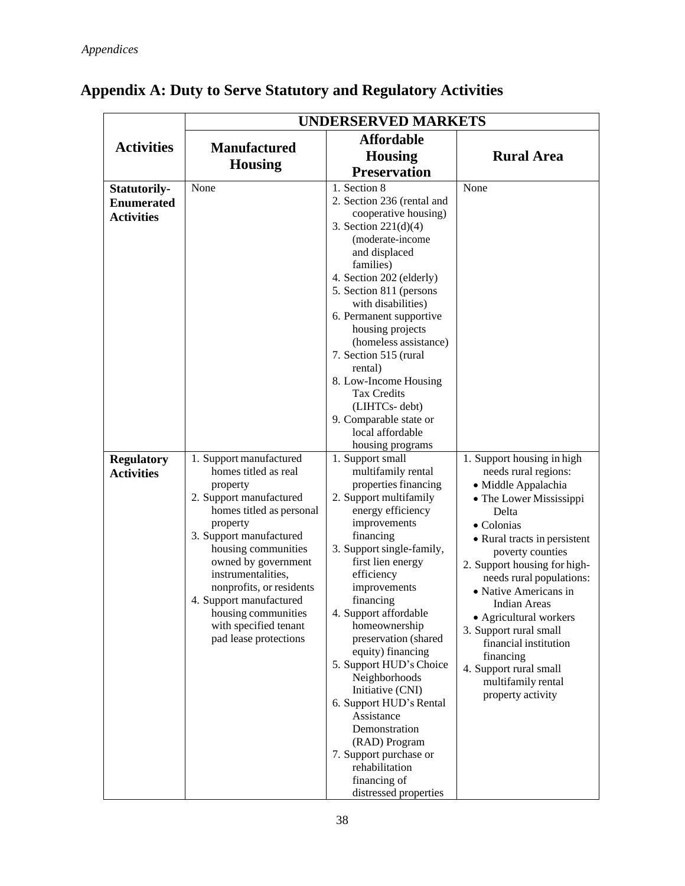## Appendix A: Duty to Serve Statutory and Regulatory Activities

| Activities | UNDERSERVED MARKETS | | |
|---|---|---|---|
| | **Manufactured Housing** | **Affordable Housing Preservation** | **Rural Area** |
| **Statutorily-Enumerated Activities** | None | 1. Section 8<br>2. Section 236 (rental and cooperative housing)<br>3. Section 221(d)(4) (moderate-income and displaced families)<br>4. Section 202 (elderly)<br>5. Section 811 (persons with disabilities)<br>6. Permanent supportive housing projects (homeless assistance)<br>7. Section 515 (rural rental)<br>8. Low-Income Housing Tax Credits (LIHTCs- debt)<br>9. Comparable state or local affordable housing programs | None |
| **Regulatory Activities** | 1. Support manufactured homes titled as real property<br>2. Support manufactured homes titled as personal property<br>3. Support manufactured housing communities owned by government instrumentalities, nonprofits, or residents<br>4. Support manufactured housing communities with specified tenant pad lease protections | 1. Support small multifamily rental properties financing<br>2. Support multifamily energy efficiency improvements financing<br>3. Support single-family, first lien energy efficiency improvements financing<br>4. Support affordable homeownership preservation (shared equity) financing<br>5. Support HUD's Choice Neighborhoods Initiative (CNI)<br>6. Support HUD's Rental Assistance Demonstration (RAD) Program<br>7. Support purchase or rehabilitation financing of distressed properties | 1. Support housing in high needs rural regions:<br>• Middle Appalachia<br>• The Lower Mississippi Delta<br>• Colonias<br>• Rural tracts in persistent poverty counties<br>2. Support housing for high-needs rural populations:<br>• Native Americans in Indian Areas<br>• Agricultural workers<br>3. Support rural small financial institution financing<br>4. Support rural small multifamily rental property activity |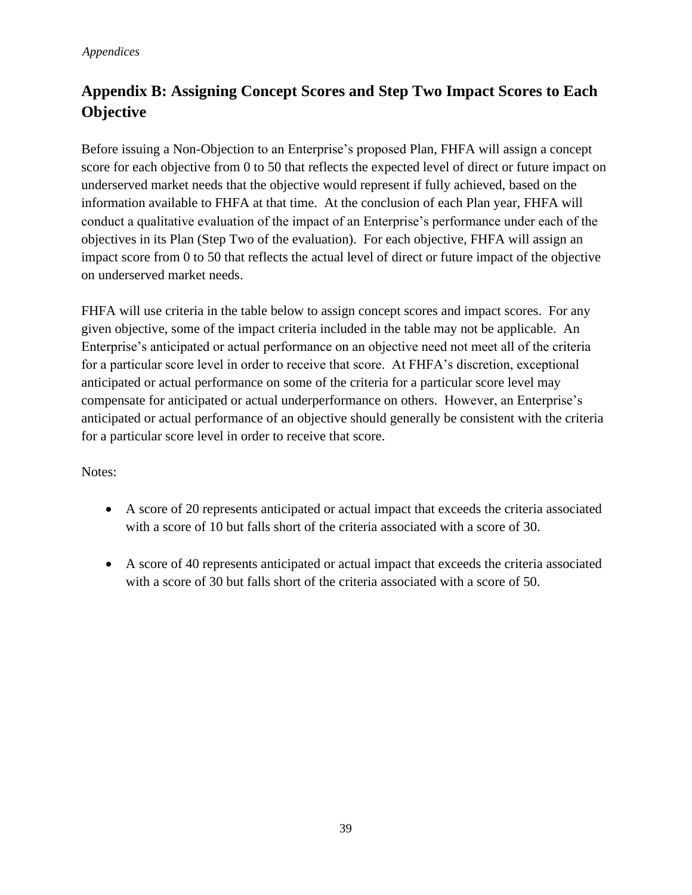## Appendix B: Assigning Concept Scores and Step Two Impact Scores to Each Objective

Before issuing a Non-Objection to an Enterprise's proposed Plan, FHFA will assign a concept score for each objective from 0 to 50 that reflects the expected level of direct or future impact on underserved market needs that the objective would represent if fully achieved, based on the information available to FHFA at that time. At the conclusion of each Plan year, FHFA will conduct a qualitative evaluation of the impact of an Enterprise's performance under each of the objectives in its Plan (Step Two of the evaluation). For each objective, FHFA will assign an impact score from 0 to 50 that reflects the actual level of direct or future impact of the objective on underserved market needs.

FHFA will use criteria in the table below to assign concept scores and impact scores. For any given objective, some of the impact criteria included in the table may not be applicable. An Enterprise's anticipated or actual performance on an objective need not meet all of the criteria for a particular score level in order to receive that score. At FHFA's discretion, exceptional anticipated or actual performance on some of the criteria for a particular score level may compensate for anticipated or actual underperformance on others. However, an Enterprise's anticipated or actual performance of an objective should generally be consistent with the criteria for a particular score level in order to receive that score.

Notes:

- A score of 20 represents anticipated or actual impact that exceeds the criteria associated with a score of 10 but falls short of the criteria associated with a score of 30.
- A score of 40 represents anticipated or actual impact that exceeds the criteria associated with a score of 30 but falls short of the criteria associated with a score of 50.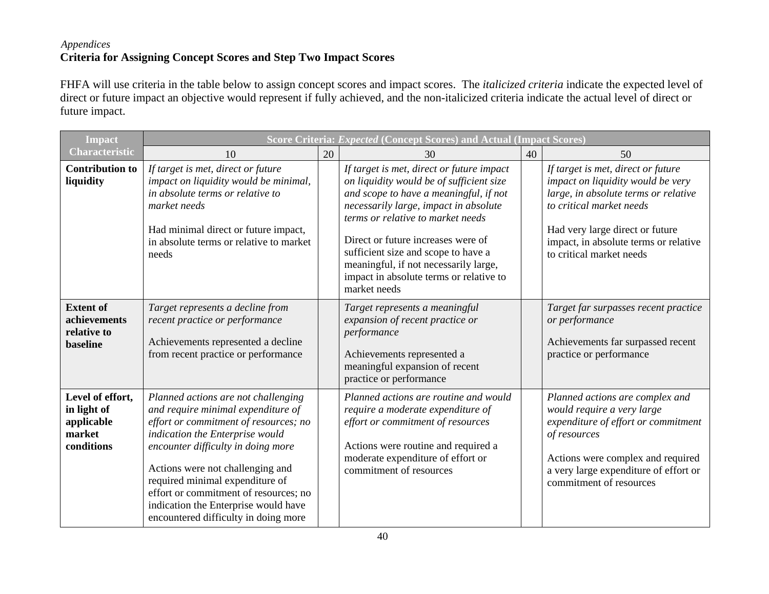*Appendices*
**Criteria for Assigning Concept Scores and Step Two Impact Scores**

FHFA will use criteria in the table below to assign concept scores and impact scores. The *italicized criteria* indicate the expected level of direct or future impact an objective would represent if fully achieved, and the non-italicized criteria indicate the actual level of direct or future impact.

| Impact Characteristic | Score Criteria: *Expected* (Concept Scores) and Actual (Impact Scores) | | | | |
|---|---|---|---|---|---|
| | 10 | 20 | 30 | 40 | 50 |
| **Contribution to liquidity** | *If target is met, direct or future impact on liquidity would be minimal, in absolute terms or relative to market needs*<br><br>Had minimal direct or future impact, in absolute terms or relative to market needs | | *If target is met, direct or future impact on liquidity would be of sufficient size and scope to have a meaningful, if not necessarily large, impact in absolute terms or relative to market needs*<br><br>Direct or future increases were of sufficient size and scope to have a meaningful, if not necessarily large, impact in absolute terms or relative to market needs | | *If target is met, direct or future impact on liquidity would be very large, in absolute terms or relative to critical market needs*<br><br>Had very large direct or future impact, in absolute terms or relative to critical market needs |
| **Extent of achievements relative to baseline** | *Target represents a decline from recent practice or performance*<br><br>Achievements represented a decline from recent practice or performance | | *Target represents a meaningful expansion of recent practice or performance*<br><br>Achievements represented a meaningful expansion of recent practice or performance | | *Target far surpasses recent practice or performance*<br><br>Achievements far surpassed recent practice or performance |
| **Level of effort, in light of applicable market conditions** | *Planned actions are not challenging and require minimal expenditure of effort or commitment of resources; no indication the Enterprise would encounter difficulty in doing more*<br><br>Actions were not challenging and required minimal expenditure of effort or commitment of resources; no indication the Enterprise would have encountered difficulty in doing more | | *Planned actions are routine and would require a moderate expenditure of effort or commitment of resources*<br><br>Actions were routine and required a moderate expenditure of effort or commitment of resources | | *Planned actions are complex and would require a very large expenditure of effort or commitment of resources*<br><br>Actions were complex and required a very large expenditure of effort or commitment of resources |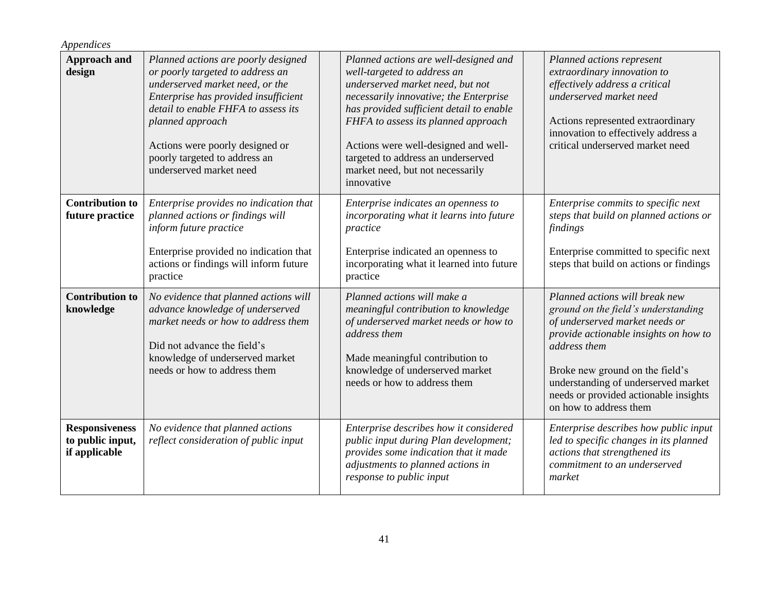*Appendices*

| | | | | | |
|---|---|---|---|---|---|
| **Approach and design** | *Planned actions are poorly designed or poorly targeted to address an underserved market need, or the Enterprise has provided insufficient detail to enable FHFA to assess its planned approach*<br><br>Actions were poorly designed or poorly targeted to address an underserved market need | | *Planned actions are well-designed and well-targeted to address an underserved market need, but not necessarily innovative; the Enterprise has provided sufficient detail to enable FHFA to assess its planned approach*<br><br>Actions were well-designed and well-targeted to address an underserved market need, but not necessarily innovative | | *Planned actions represent extraordinary innovation to effectively address a critical underserved market need*<br><br>Actions represented extraordinary innovation to effectively address a critical underserved market need |
| **Contribution to future practice** | *Enterprise provides no indication that planned actions or findings will inform future practice*<br><br>Enterprise provided no indication that actions or findings will inform future practice | | *Enterprise indicates an openness to incorporating what it learns into future practice*<br><br>Enterprise indicated an openness to incorporating what it learned into future practice | | *Enterprise commits to specific next steps that build on planned actions or findings*<br><br>Enterprise committed to specific next steps that build on actions or findings |
| **Contribution to knowledge** | *No evidence that planned actions will advance knowledge of underserved market needs or how to address them*<br><br>Did not advance the field's knowledge of underserved market needs or how to address them | | *Planned actions will make a meaningful contribution to knowledge of underserved market needs or how to address them*<br><br>Made meaningful contribution to knowledge of underserved market needs or how to address them | | *Planned actions will break new ground on the field's understanding of underserved market needs or provide actionable insights on how to address them*<br><br>Broke new ground on the field's understanding of underserved market needs or provided actionable insights on how to address them |
| **Responsiveness to public input, if applicable** | *No evidence that planned actions reflect consideration of public input* | | *Enterprise describes how it considered public input during Plan development; provides some indication that it made adjustments to planned actions in response to public input* | | *Enterprise describes how public input led to specific changes in its planned actions that strengthened its commitment to an underserved market* |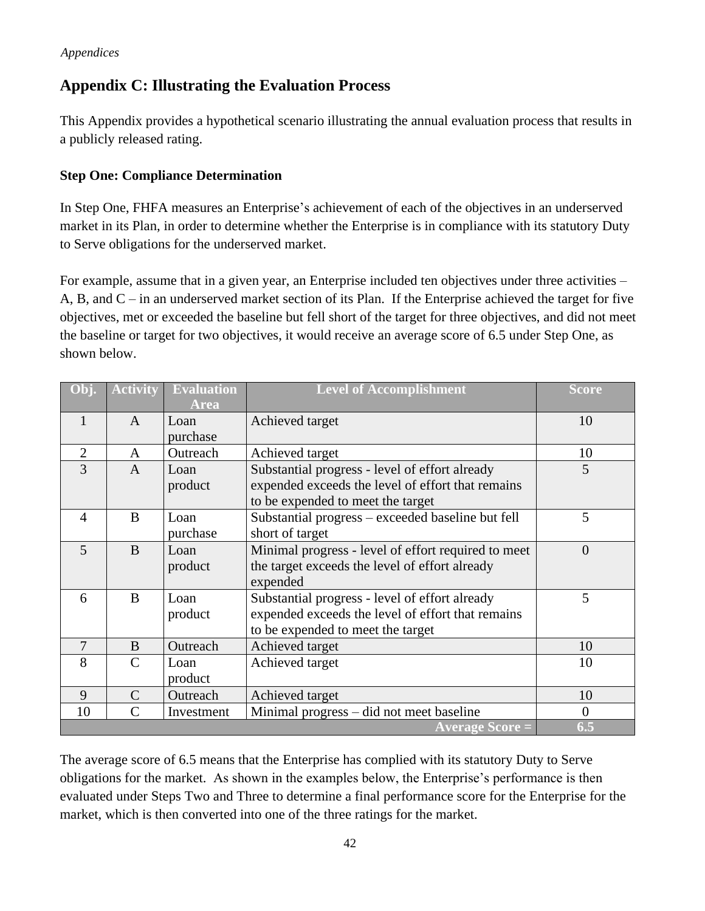*Appendices*

## Appendix C: Illustrating the Evaluation Process

This Appendix provides a hypothetical scenario illustrating the annual evaluation process that results in a publicly released rating.

### Step One: Compliance Determination

In Step One, FHFA measures an Enterprise's achievement of each of the objectives in an underserved market in its Plan, in order to determine whether the Enterprise is in compliance with its statutory Duty to Serve obligations for the underserved market.

For example, assume that in a given year, an Enterprise included ten objectives under three activities – A, B, and C – in an underserved market section of its Plan. If the Enterprise achieved the target for five objectives, met or exceeded the baseline but fell short of the target for three objectives, and did not meet the baseline or target for two objectives, it would receive an average score of 6.5 under Step One, as shown below.

| Obj. | Activity | Evaluation Area | Level of Accomplishment | Score |
|---|---|---|---|---|
| 1 | A | Loan purchase | Achieved target | 10 |
| 2 | A | Outreach | Achieved target | 10 |
| 3 | A | Loan product | Substantial progress - level of effort already expended exceeds the level of effort that remains to be expended to meet the target | 5 |
| 4 | B | Loan purchase | Substantial progress – exceeded baseline but fell short of target | 5 |
| 5 | B | Loan product | Minimal progress - level of effort required to meet the target exceeds the level of effort already expended | 0 |
| 6 | B | Loan product | Substantial progress - level of effort already expended exceeds the level of effort that remains to be expended to meet the target | 5 |
| 7 | B | Outreach | Achieved target | 10 |
| 8 | C | Loan product | Achieved target | 10 |
| 9 | C | Outreach | Achieved target | 10 |
| 10 | C | Investment | Minimal progress – did not meet baseline | 0 |
| | | | **Average Score =** | **6.5** |

The average score of 6.5 means that the Enterprise has complied with its statutory Duty to Serve obligations for the market. As shown in the examples below, the Enterprise's performance is then evaluated under Steps Two and Three to determine a final performance score for the Enterprise for the market, which is then converted into one of the three ratings for the market.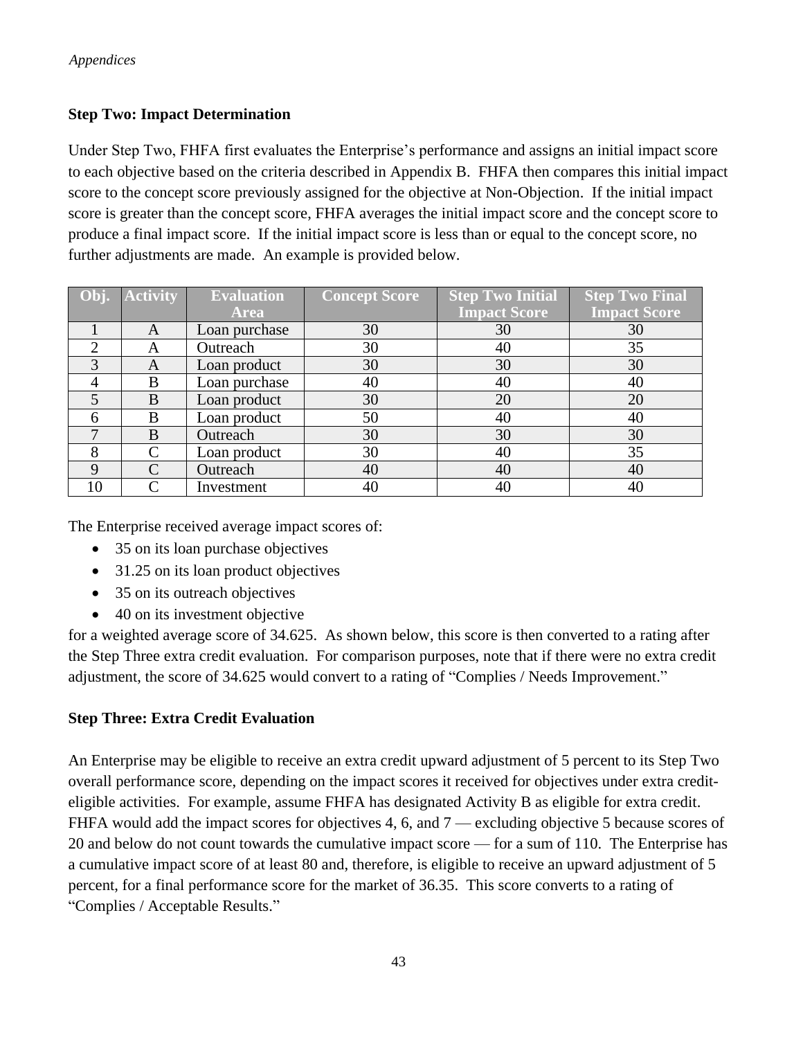### Step Two: Impact Determination

Under Step Two, FHFA first evaluates the Enterprise's performance and assigns an initial impact score to each objective based on the criteria described in Appendix B. FHFA then compares this initial impact score to the concept score previously assigned for the objective at Non-Objection. If the initial impact score is greater than the concept score, FHFA averages the initial impact score and the concept score to produce a final impact score. If the initial impact score is less than or equal to the concept score, no further adjustments are made. An example is provided below.

| Obj. | Activity | Evaluation Area | Concept Score | Step Two Initial Impact Score | Step Two Final Impact Score |
|---|---|---|---|---|---|
| 1 | A | Loan purchase | 30 | 30 | 30 |
| 2 | A | Outreach | 30 | 40 | 35 |
| 3 | A | Loan product | 30 | 30 | 30 |
| 4 | B | Loan purchase | 40 | 40 | 40 |
| 5 | B | Loan product | 30 | 20 | 20 |
| 6 | B | Loan product | 50 | 40 | 40 |
| 7 | B | Outreach | 30 | 30 | 30 |
| 8 | C | Loan product | 30 | 40 | 35 |
| 9 | C | Outreach | 40 | 40 | 40 |
| 10 | C | Investment | 40 | 40 | 40 |

The Enterprise received average impact scores of:

- 35 on its loan purchase objectives
- 31.25 on its loan product objectives
- 35 on its outreach objectives
- 40 on its investment objective

for a weighted average score of 34.625. As shown below, this score is then converted to a rating after the Step Three extra credit evaluation. For comparison purposes, note that if there were no extra credit adjustment, the score of 34.625 would convert to a rating of "Complies / Needs Improvement."

### Step Three: Extra Credit Evaluation

An Enterprise may be eligible to receive an extra credit upward adjustment of 5 percent to its Step Two overall performance score, depending on the impact scores it received for objectives under extra credit-eligible activities. For example, assume FHFA has designated Activity B as eligible for extra credit. FHFA would add the impact scores for objectives 4, 6, and 7 — excluding objective 5 because scores of 20 and below do not count towards the cumulative impact score — for a sum of 110. The Enterprise has a cumulative impact score of at least 80 and, therefore, is eligible to receive an upward adjustment of 5 percent, for a final performance score for the market of 36.35. This score converts to a rating of "Complies / Acceptable Results."